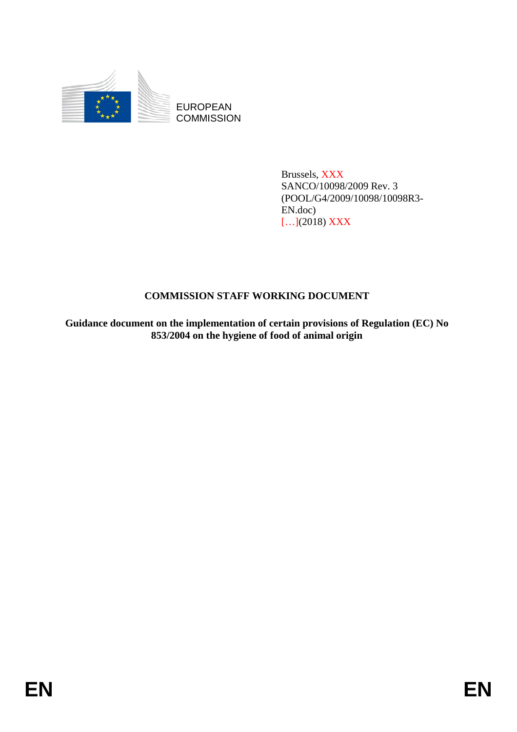EUROPEAN
COMMISSION

Brussels, XXX
SANCO/10098/2009 Rev. 3
(POOL/G4/2009/10098/10098R3-EN.doc)
[…](2018) XXX

**COMMISSION STAFF WORKING DOCUMENT**

**Guidance document on the implementation of certain provisions of Regulation (EC) No 853/2004 on the hygiene of food of animal origin**

EN EN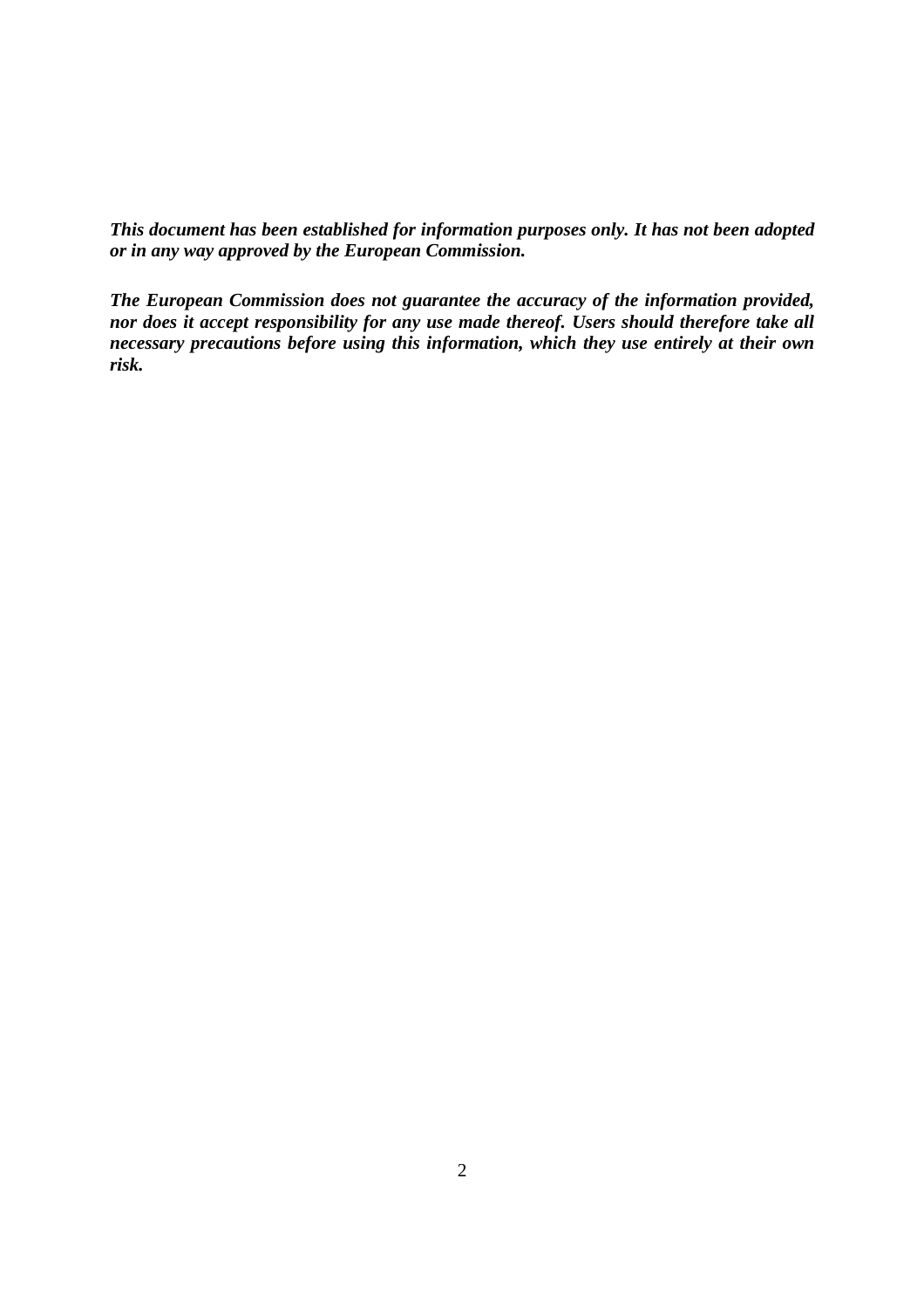***This document has been established for information purposes only. It has not been adopted or in any way approved by the European Commission.***

***The European Commission does not guarantee the accuracy of the information provided, nor does it accept responsibility for any use made thereof. Users should therefore take all necessary precautions before using this information, which they use entirely at their own risk.***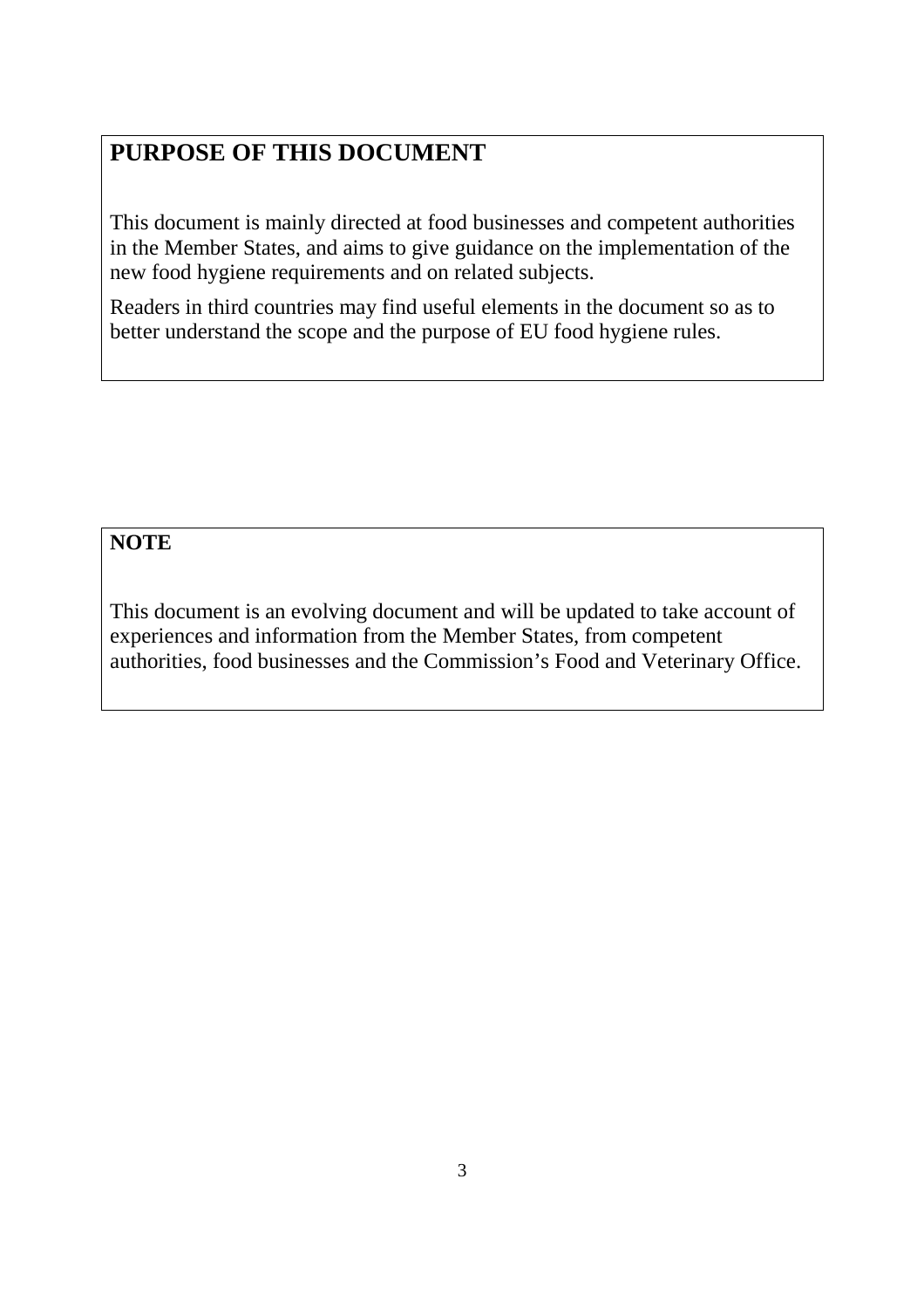## PURPOSE OF THIS DOCUMENT

This document is mainly directed at food businesses and competent authorities in the Member States, and aims to give guidance on the implementation of the new food hygiene requirements and on related subjects.

Readers in third countries may find useful elements in the document so as to better understand the scope and the purpose of EU food hygiene rules.

**NOTE**

This document is an evolving document and will be updated to take account of experiences and information from the Member States, from competent authorities, food businesses and the Commission's Food and Veterinary Office.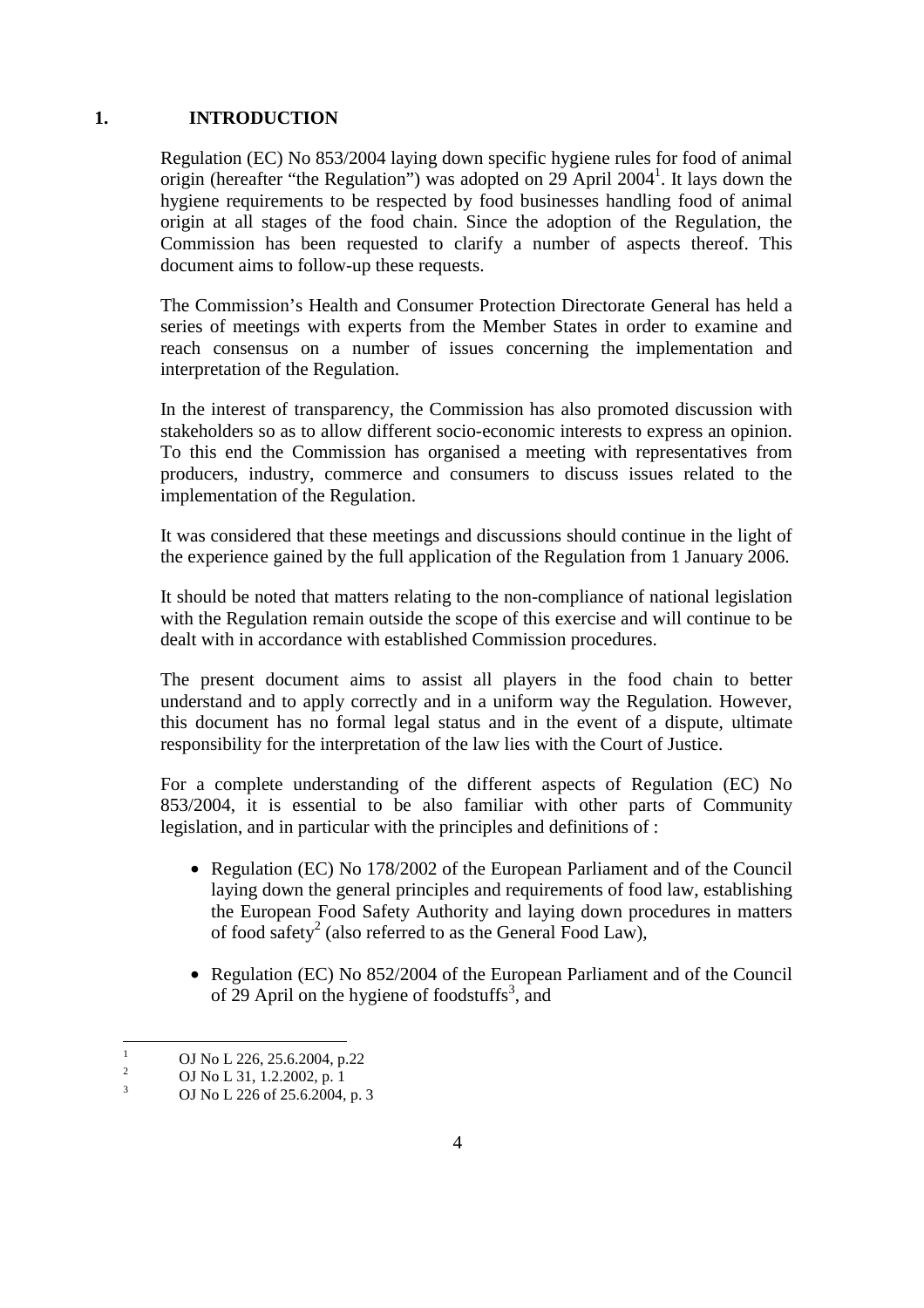# 1. INTRODUCTION

Regulation (EC) No 853/2004 laying down specific hygiene rules for food of animal origin (hereafter "the Regulation") was adopted on 29 April 2004[1]. It lays down the hygiene requirements to be respected by food businesses handling food of animal origin at all stages of the food chain. Since the adoption of the Regulation, the Commission has been requested to clarify a number of aspects thereof. This document aims to follow-up these requests.

The Commission's Health and Consumer Protection Directorate General has held a series of meetings with experts from the Member States in order to examine and reach consensus on a number of issues concerning the implementation and interpretation of the Regulation.

In the interest of transparency, the Commission has also promoted discussion with stakeholders so as to allow different socio-economic interests to express an opinion. To this end the Commission has organised a meeting with representatives from producers, industry, commerce and consumers to discuss issues related to the implementation of the Regulation.

It was considered that these meetings and discussions should continue in the light of the experience gained by the full application of the Regulation from 1 January 2006.

It should be noted that matters relating to the non-compliance of national legislation with the Regulation remain outside the scope of this exercise and will continue to be dealt with in accordance with established Commission procedures.

The present document aims to assist all players in the food chain to better understand and to apply correctly and in a uniform way the Regulation. However, this document has no formal legal status and in the event of a dispute, ultimate responsibility for the interpretation of the law lies with the Court of Justice.

For a complete understanding of the different aspects of Regulation (EC) No 853/2004, it is essential to be also familiar with other parts of Community legislation, and in particular with the principles and definitions of :

- Regulation (EC) No 178/2002 of the European Parliament and of the Council laying down the general principles and requirements of food law, establishing the European Food Safety Authority and laying down procedures in matters of food safety[2] (also referred to as the General Food Law),
- Regulation (EC) No 852/2004 of the European Parliament and of the Council of 29 April on the hygiene of foodstuffs[3], and

---

[1] OJ No L 226, 25.6.2004, p.22

[2] OJ No L 31, 1.2.2002, p. 1

[3] OJ No L 226 of 25.6.2004, p. 3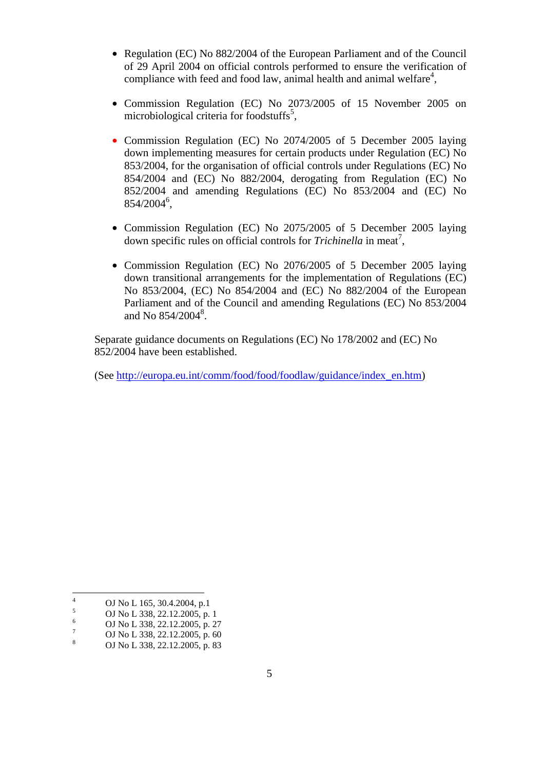- Regulation (EC) No 882/2004 of the European Parliament and of the Council of 29 April 2004 on official controls performed to ensure the verification of compliance with feed and food law, animal health and animal welfare[4],

- Commission Regulation (EC) No 2073/2005 of 15 November 2005 on microbiological criteria for foodstuffs[5],

- Commission Regulation (EC) No 2074/2005 of 5 December 2005 laying down implementing measures for certain products under Regulation (EC) No 853/2004, for the organisation of official controls under Regulations (EC) No 854/2004 and (EC) No 882/2004, derogating from Regulation (EC) No 852/2004 and amending Regulations (EC) No 853/2004 and (EC) No 854/2004[6],

- Commission Regulation (EC) No 2075/2005 of 5 December 2005 laying down specific rules on official controls for *Trichinella* in meat[7],

- Commission Regulation (EC) No 2076/2005 of 5 December 2005 laying down transitional arrangements for the implementation of Regulations (EC) No 853/2004, (EC) No 854/2004 and (EC) No 882/2004 of the European Parliament and of the Council and amending Regulations (EC) No 853/2004 and No 854/2004[8].

Separate guidance documents on Regulations (EC) No 178/2002 and (EC) No 852/2004 have been established.

(See [http://europa.eu.int/comm/food/food/foodlaw/guidance/index_en.htm](http://europa.eu.int/comm/food/food/foodlaw/guidance/index_en.htm))

---

[4] OJ No L 165, 30.4.2004, p.1

[5] OJ No L 338, 22.12.2005, p. 1

[6] OJ No L 338, 22.12.2005, p. 27

[7] OJ No L 338, 22.12.2005, p. 60

[8] OJ No L 338, 22.12.2005, p. 83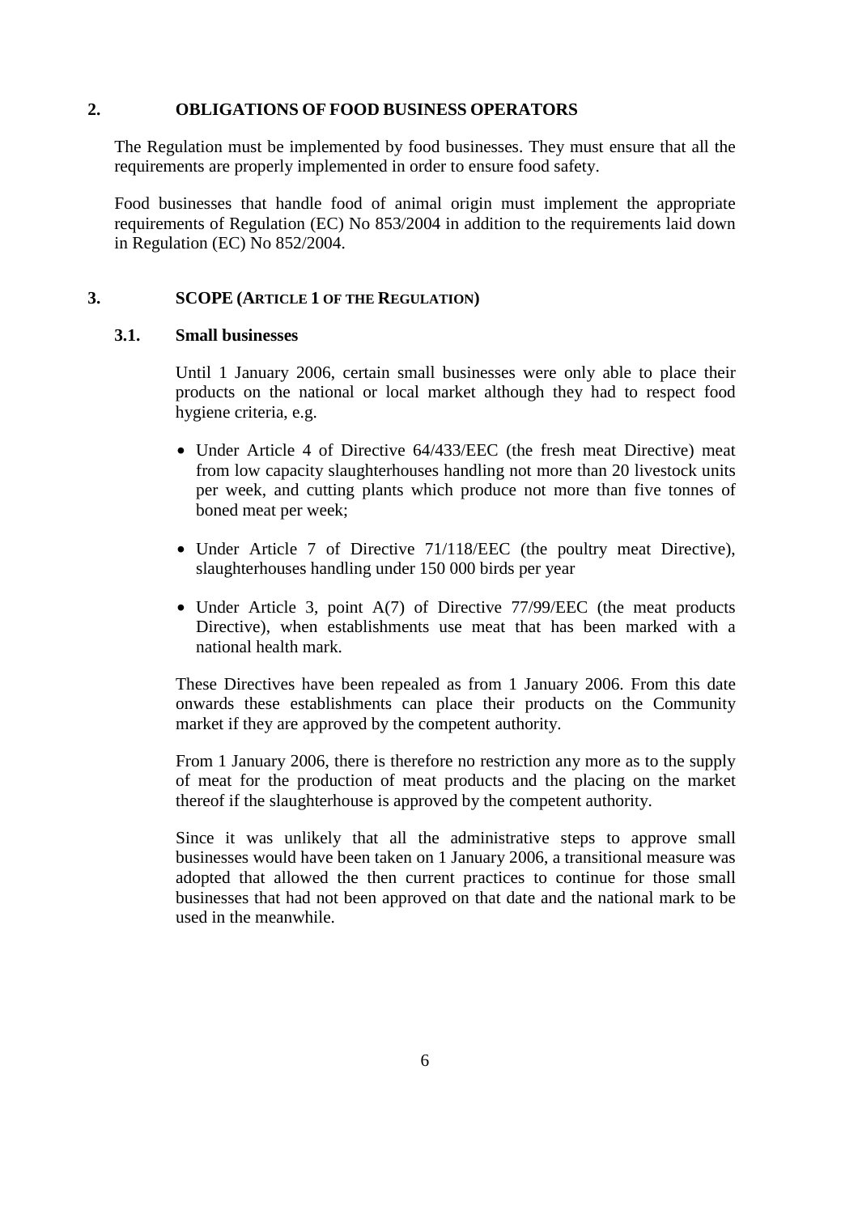## 2. OBLIGATIONS OF FOOD BUSINESS OPERATORS

The Regulation must be implemented by food businesses. They must ensure that all the requirements are properly implemented in order to ensure food safety.

Food businesses that handle food of animal origin must implement the appropriate requirements of Regulation (EC) No 853/2004 in addition to the requirements laid down in Regulation (EC) No 852/2004.

## 3. SCOPE (ARTICLE 1 OF THE REGULATION)

### 3.1. Small businesses

Until 1 January 2006, certain small businesses were only able to place their products on the national or local market although they had to respect food hygiene criteria, e.g.

- Under Article 4 of Directive 64/433/EEC (the fresh meat Directive) meat from low capacity slaughterhouses handling not more than 20 livestock units per week, and cutting plants which produce not more than five tonnes of boned meat per week;
- Under Article 7 of Directive 71/118/EEC (the poultry meat Directive), slaughterhouses handling under 150 000 birds per year
- Under Article 3, point A(7) of Directive 77/99/EEC (the meat products Directive), when establishments use meat that has been marked with a national health mark.

These Directives have been repealed as from 1 January 2006. From this date onwards these establishments can place their products on the Community market if they are approved by the competent authority.

From 1 January 2006, there is therefore no restriction any more as to the supply of meat for the production of meat products and the placing on the market thereof if the slaughterhouse is approved by the competent authority.

Since it was unlikely that all the administrative steps to approve small businesses would have been taken on 1 January 2006, a transitional measure was adopted that allowed the then current practices to continue for those small businesses that had not been approved on that date and the national mark to be used in the meanwhile.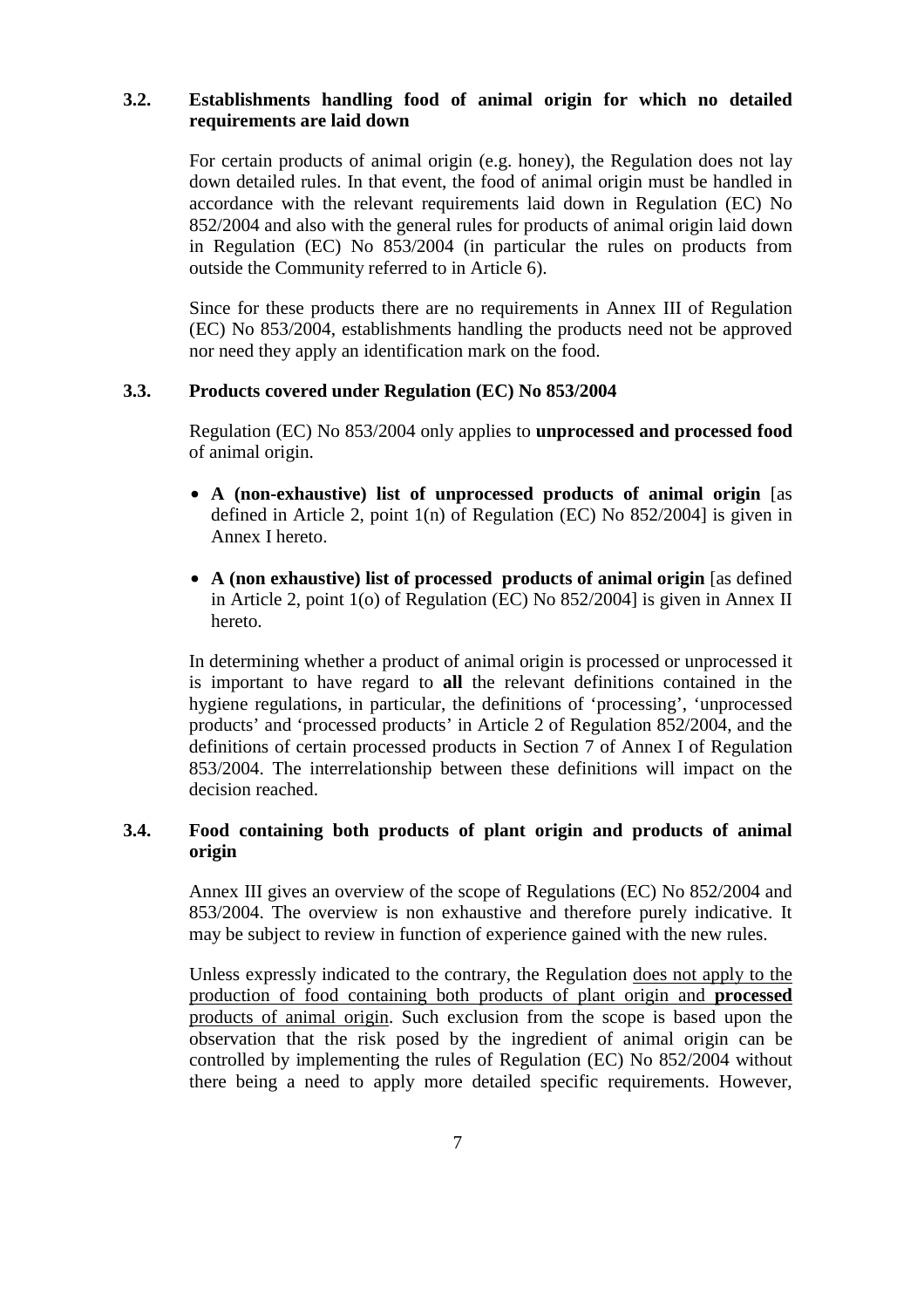### 3.2. Establishments handling food of animal origin for which no detailed requirements are laid down

For certain products of animal origin (e.g. honey), the Regulation does not lay down detailed rules. In that event, the food of animal origin must be handled in accordance with the relevant requirements laid down in Regulation (EC) No 852/2004 and also with the general rules for products of animal origin laid down in Regulation (EC) No 853/2004 (in particular the rules on products from outside the Community referred to in Article 6).

Since for these products there are no requirements in Annex III of Regulation (EC) No 853/2004, establishments handling the products need not be approved nor need they apply an identification mark on the food.

### 3.3. Products covered under Regulation (EC) No 853/2004

Regulation (EC) No 853/2004 only applies to **unprocessed and processed food** of animal origin.

- **A (non-exhaustive) list of unprocessed products of animal origin** [as defined in Article 2, point 1(n) of Regulation (EC) No 852/2004] is given in Annex I hereto.
- **A (non exhaustive) list of processed products of animal origin** [as defined in Article 2, point 1(o) of Regulation (EC) No 852/2004] is given in Annex II hereto.

In determining whether a product of animal origin is processed or unprocessed it is important to have regard to **all** the relevant definitions contained in the hygiene regulations, in particular, the definitions of 'processing', 'unprocessed products' and 'processed products' in Article 2 of Regulation 852/2004, and the definitions of certain processed products in Section 7 of Annex I of Regulation 853/2004. The interrelationship between these definitions will impact on the decision reached.

### 3.4. Food containing both products of plant origin and products of animal origin

Annex III gives an overview of the scope of Regulations (EC) No 852/2004 and 853/2004. The overview is non exhaustive and therefore purely indicative. It may be subject to review in function of experience gained with the new rules.

Unless expressly indicated to the contrary, the Regulation does not apply to the production of food containing both products of plant origin and **processed** products of animal origin. Such exclusion from the scope is based upon the observation that the risk posed by the ingredient of animal origin can be controlled by implementing the rules of Regulation (EC) No 852/2004 without there being a need to apply more detailed specific requirements. However,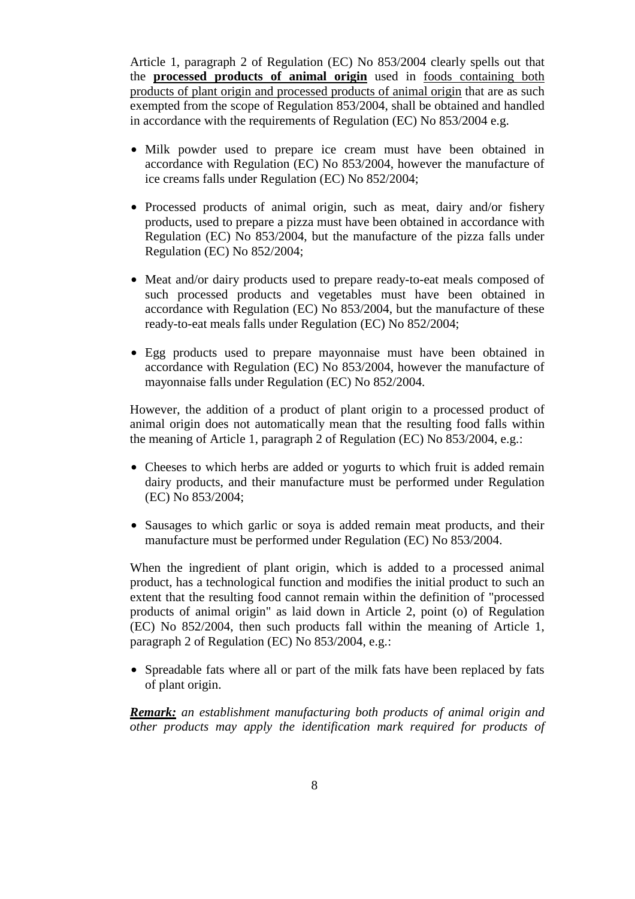Article 1, paragraph 2 of Regulation (EC) No 853/2004 clearly spells out that the <u>**processed products of animal origin**</u> used in <u>foods containing both products of plant origin and processed products of animal origin</u> that are as such exempted from the scope of Regulation 853/2004, shall be obtained and handled in accordance with the requirements of Regulation (EC) No 853/2004 e.g.

- Milk powder used to prepare ice cream must have been obtained in accordance with Regulation (EC) No 853/2004, however the manufacture of ice creams falls under Regulation (EC) No 852/2004;
- Processed products of animal origin, such as meat, dairy and/or fishery products, used to prepare a pizza must have been obtained in accordance with Regulation (EC) No 853/2004, but the manufacture of the pizza falls under Regulation (EC) No 852/2004;
- Meat and/or dairy products used to prepare ready-to-eat meals composed of such processed products and vegetables must have been obtained in accordance with Regulation (EC) No 853/2004, but the manufacture of these ready-to-eat meals falls under Regulation (EC) No 852/2004;
- Egg products used to prepare mayonnaise must have been obtained in accordance with Regulation (EC) No 853/2004, however the manufacture of mayonnaise falls under Regulation (EC) No 852/2004.

However, the addition of a product of plant origin to a processed product of animal origin does not automatically mean that the resulting food falls within the meaning of Article 1, paragraph 2 of Regulation (EC) No 853/2004, e.g.:

- Cheeses to which herbs are added or yogurts to which fruit is added remain dairy products, and their manufacture must be performed under Regulation (EC) No 853/2004;
- Sausages to which garlic or soya is added remain meat products, and their manufacture must be performed under Regulation (EC) No 853/2004.

When the ingredient of plant origin, which is added to a processed animal product, has a technological function and modifies the initial product to such an extent that the resulting food cannot remain within the definition of "processed products of animal origin" as laid down in Article 2, point (o) of Regulation (EC) No 852/2004, then such products fall within the meaning of Article 1, paragraph 2 of Regulation (EC) No 853/2004, e.g.:

- Spreadable fats where all or part of the milk fats have been replaced by fats of plant origin.

***<u>Remark:</u>*** *an establishment manufacturing both products of animal origin and other products may apply the identification mark required for products of*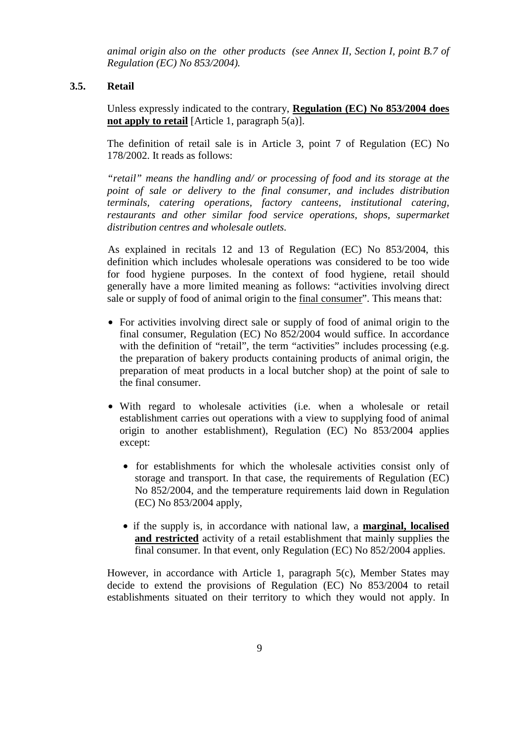*animal origin also on the other products (see Annex II, Section I, point B.7 of Regulation (EC) No 853/2004).*

### 3.5. Retail

Unless expressly indicated to the contrary, **Regulation (EC) No 853/2004 does not apply to retail** [Article 1, paragraph 5(a)].

The definition of retail sale is in Article 3, point 7 of Regulation (EC) No 178/2002. It reads as follows:

*"retail" means the handling and/ or processing of food and its storage at the point of sale or delivery to the final consumer, and includes distribution terminals, catering operations, factory canteens, institutional catering, restaurants and other similar food service operations, shops, supermarket distribution centres and wholesale outlets.*

As explained in recitals 12 and 13 of Regulation (EC) No 853/2004, this definition which includes wholesale operations was considered to be too wide for food hygiene purposes. In the context of food hygiene, retail should generally have a more limited meaning as follows: "activities involving direct sale or supply of food of animal origin to the final consumer". This means that:

- For activities involving direct sale or supply of food of animal origin to the final consumer, Regulation (EC) No 852/2004 would suffice. In accordance with the definition of "retail", the term "activities" includes processing (e.g. the preparation of bakery products containing products of animal origin, the preparation of meat products in a local butcher shop) at the point of sale to the final consumer.

- With regard to wholesale activities (i.e. when a wholesale or retail establishment carries out operations with a view to supplying food of animal origin to another establishment), Regulation (EC) No 853/2004 applies except:

  - for establishments for which the wholesale activities consist only of storage and transport. In that case, the requirements of Regulation (EC) No 852/2004, and the temperature requirements laid down in Regulation (EC) No 853/2004 apply,

  - if the supply is, in accordance with national law, a **marginal, localised and restricted** activity of a retail establishment that mainly supplies the final consumer. In that event, only Regulation (EC) No 852/2004 applies.

However, in accordance with Article 1, paragraph 5(c), Member States may decide to extend the provisions of Regulation (EC) No 853/2004 to retail establishments situated on their territory to which they would not apply. In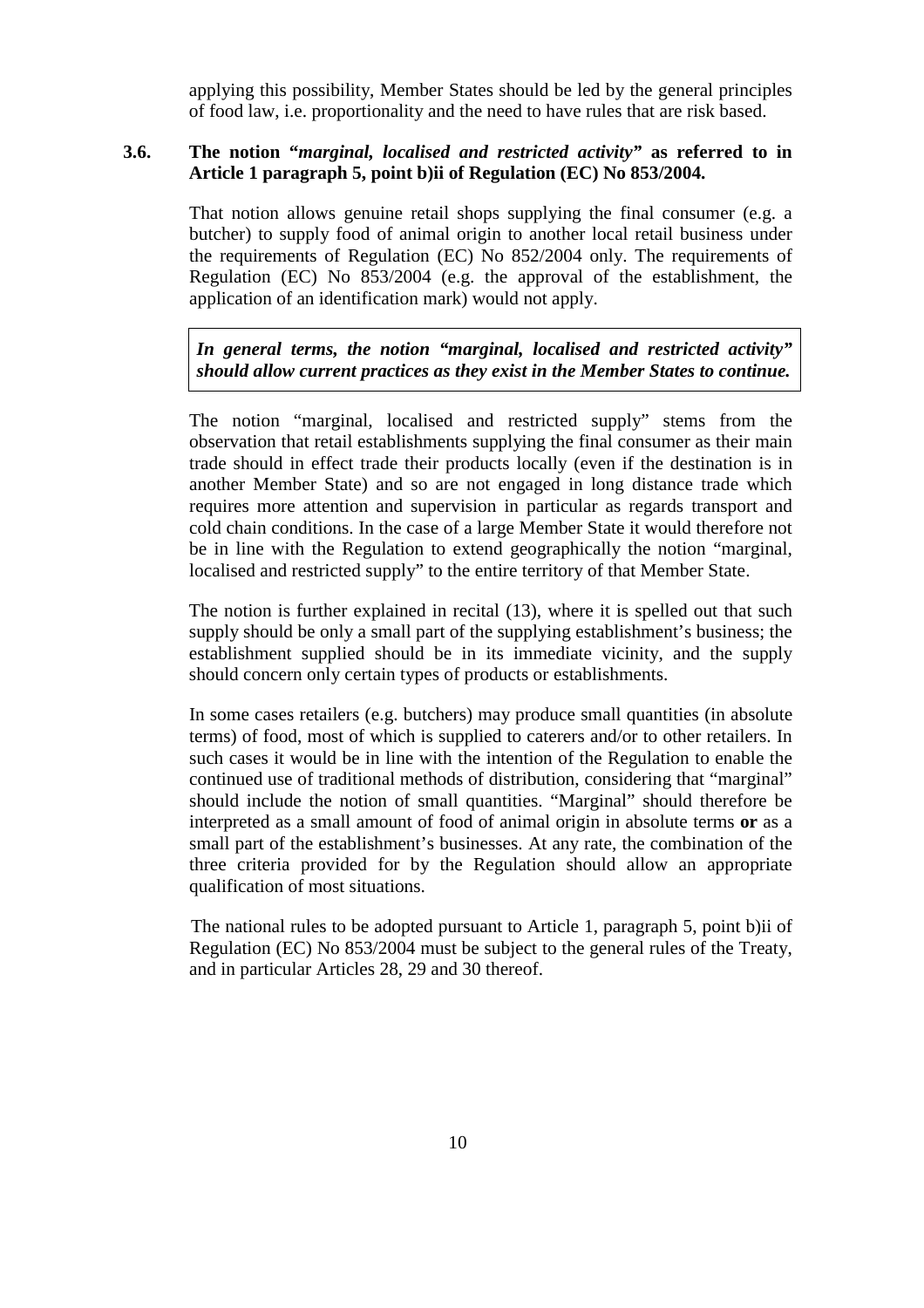applying this possibility, Member States should be led by the general principles of food law, i.e. proportionality and the need to have rules that are risk based.

### 3.6. The notion "*marginal, localised and restricted activity*" as referred to in Article 1 paragraph 5, point b)ii of Regulation (EC) No 853/2004.

That notion allows genuine retail shops supplying the final consumer (e.g. a butcher) to supply food of animal origin to another local retail business under the requirements of Regulation (EC) No 852/2004 only. The requirements of Regulation (EC) No 853/2004 (e.g. the approval of the establishment, the application of an identification mark) would not apply.

> ***In general terms, the notion "marginal, localised and restricted activity" should allow current practices as they exist in the Member States to continue.***

The notion "marginal, localised and restricted supply" stems from the observation that retail establishments supplying the final consumer as their main trade should in effect trade their products locally (even if the destination is in another Member State) and so are not engaged in long distance trade which requires more attention and supervision in particular as regards transport and cold chain conditions. In the case of a large Member State it would therefore not be in line with the Regulation to extend geographically the notion "marginal, localised and restricted supply" to the entire territory of that Member State.

The notion is further explained in recital (13), where it is spelled out that such supply should be only a small part of the supplying establishment's business; the establishment supplied should be in its immediate vicinity, and the supply should concern only certain types of products or establishments.

In some cases retailers (e.g. butchers) may produce small quantities (in absolute terms) of food, most of which is supplied to caterers and/or to other retailers. In such cases it would be in line with the intention of the Regulation to enable the continued use of traditional methods of distribution, considering that "marginal" should include the notion of small quantities. "Marginal" should therefore be interpreted as a small amount of food of animal origin in absolute terms **or** as a small part of the establishment's businesses. At any rate, the combination of the three criteria provided for by the Regulation should allow an appropriate qualification of most situations.

The national rules to be adopted pursuant to Article 1, paragraph 5, point b)ii of Regulation (EC) No 853/2004 must be subject to the general rules of the Treaty, and in particular Articles 28, 29 and 30 thereof.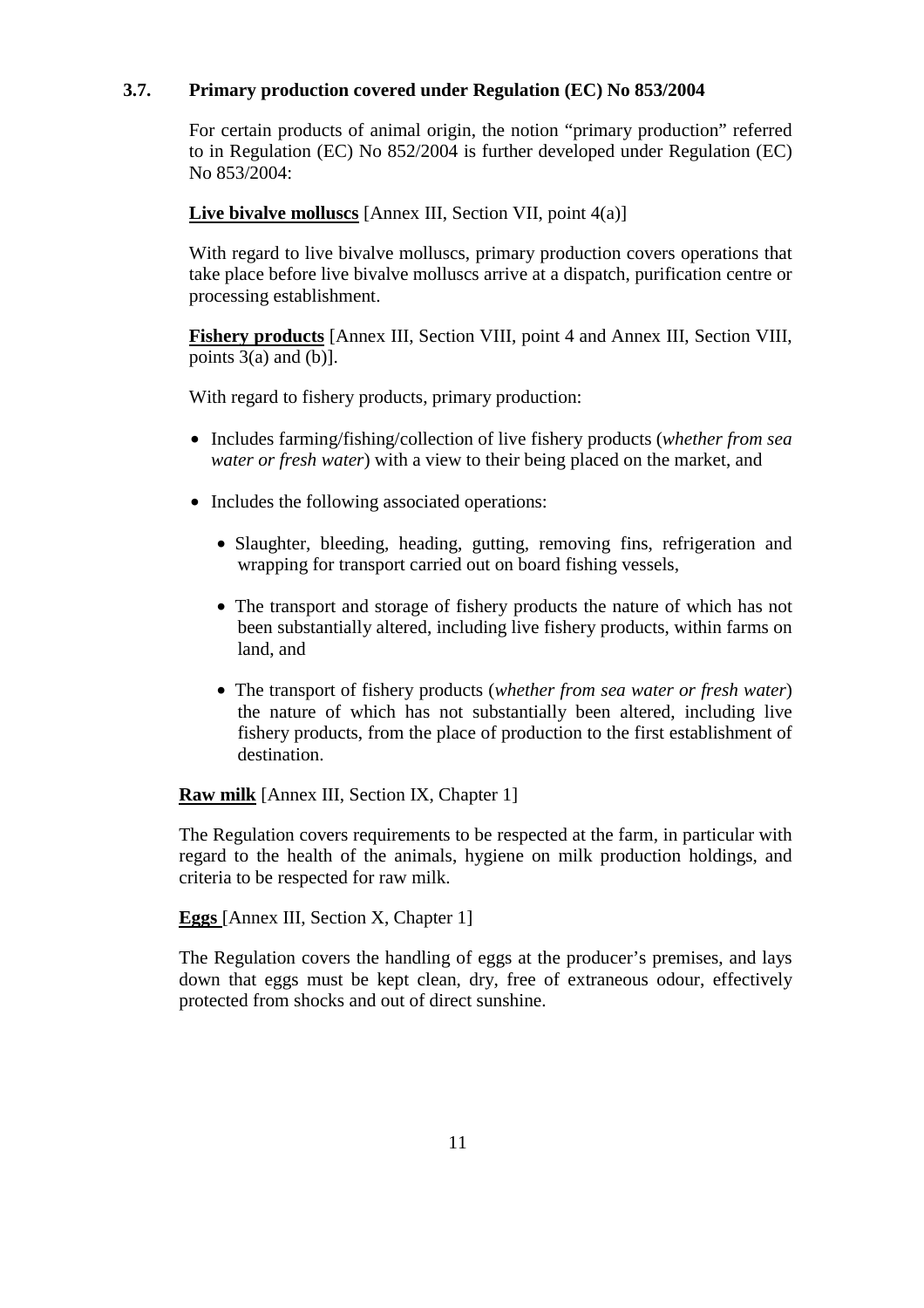### 3.7. Primary production covered under Regulation (EC) No 853/2004

For certain products of animal origin, the notion "primary production" referred to in Regulation (EC) No 852/2004 is further developed under Regulation (EC) No 853/2004:

**Live bivalve molluscs** [Annex III, Section VII, point 4(a)]

With regard to live bivalve molluscs, primary production covers operations that take place before live bivalve molluscs arrive at a dispatch, purification centre or processing establishment.

**Fishery products** [Annex III, Section VIII, point 4 and Annex III, Section VIII, points 3(a) and (b)].

With regard to fishery products, primary production:

- Includes farming/fishing/collection of live fishery products (*whether from sea water or fresh water*) with a view to their being placed on the market, and
- Includes the following associated operations:
  - Slaughter, bleeding, heading, gutting, removing fins, refrigeration and wrapping for transport carried out on board fishing vessels,
  - The transport and storage of fishery products the nature of which has not been substantially altered, including live fishery products, within farms on land, and
  - The transport of fishery products (*whether from sea water or fresh water*) the nature of which has not substantially been altered, including live fishery products, from the place of production to the first establishment of destination.

**Raw milk** [Annex III, Section IX, Chapter 1]

The Regulation covers requirements to be respected at the farm, in particular with regard to the health of the animals, hygiene on milk production holdings, and criteria to be respected for raw milk.

**Eggs** [Annex III, Section X, Chapter 1]

The Regulation covers the handling of eggs at the producer's premises, and lays down that eggs must be kept clean, dry, free of extraneous odour, effectively protected from shocks and out of direct sunshine.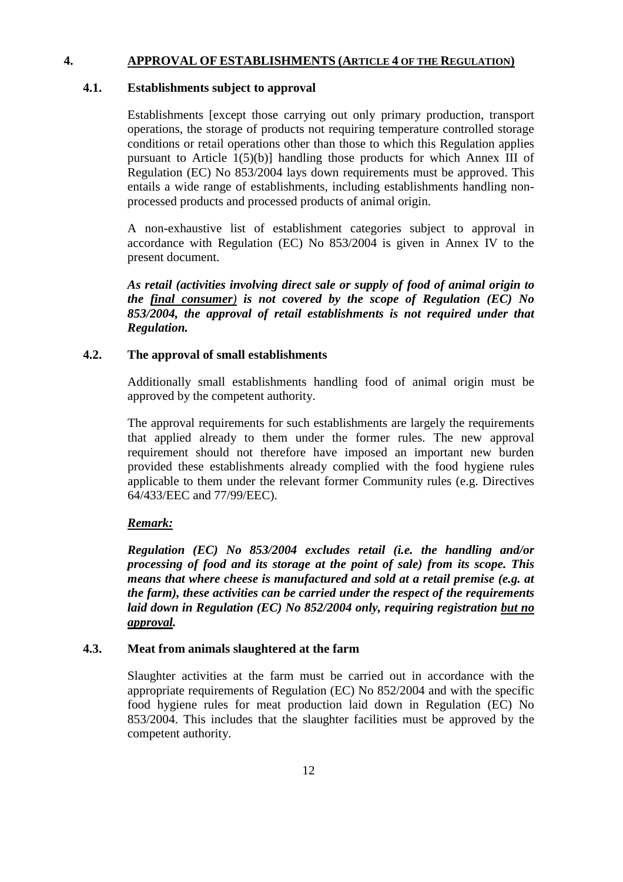# 4. APPROVAL OF ESTABLISHMENTS (ARTICLE 4 OF THE REGULATION)

## 4.1. Establishments subject to approval

Establishments [except those carrying out only primary production, transport operations, the storage of products not requiring temperature controlled storage conditions or retail operations other than those to which this Regulation applies pursuant to Article 1(5)(b)] handling those products for which Annex III of Regulation (EC) No 853/2004 lays down requirements must be approved. This entails a wide range of establishments, including establishments handling non-processed products and processed products of animal origin.

A non-exhaustive list of establishment categories subject to approval in accordance with Regulation (EC) No 853/2004 is given in Annex IV to the present document.

***As retail (activities involving direct sale or supply of food of animal origin to the <u>final consumer</u>) is not covered by the scope of Regulation (EC) No 853/2004, the approval of retail establishments is not required under that Regulation.***

## 4.2. The approval of small establishments

Additionally small establishments handling food of animal origin must be approved by the competent authority.

The approval requirements for such establishments are largely the requirements that applied already to them under the former rules. The new approval requirement should not therefore have imposed an important new burden provided these establishments already complied with the food hygiene rules applicable to them under the relevant former Community rules (e.g. Directives 64/433/EEC and 77/99/EEC).

***<u>Remark:</u>***

***Regulation (EC) No 853/2004 excludes retail (i.e. the handling and/or processing of food and its storage at the point of sale) from its scope. This means that where cheese is manufactured and sold at a retail premise (e.g. at the farm), these activities can be carried under the respect of the requirements laid down in Regulation (EC) No 852/2004 only, requiring registration <u>but no approval</u>.***

## 4.3. Meat from animals slaughtered at the farm

Slaughter activities at the farm must be carried out in accordance with the appropriate requirements of Regulation (EC) No 852/2004 and with the specific food hygiene rules for meat production laid down in Regulation (EC) No 853/2004. This includes that the slaughter facilities must be approved by the competent authority.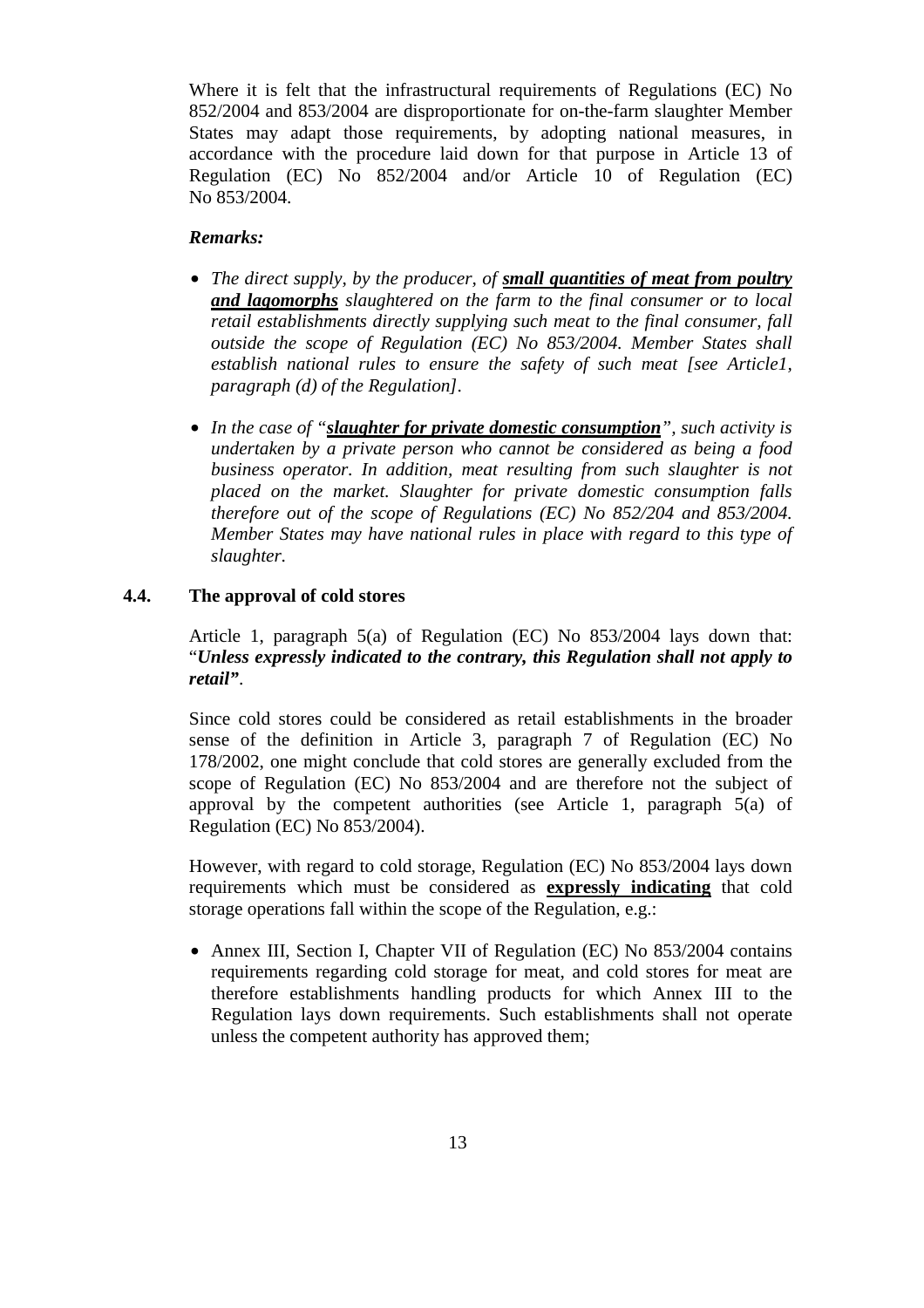Where it is felt that the infrastructural requirements of Regulations (EC) No 852/2004 and 853/2004 are disproportionate for on-the-farm slaughter Member States may adapt those requirements, by adopting national measures, in accordance with the procedure laid down for that purpose in Article 13 of Regulation (EC) No 852/2004 and/or Article 10 of Regulation (EC) No 853/2004.

***Remarks:***

- *The direct supply, by the producer, of **small quantities of meat from poultry and lagomorphs** slaughtered on the farm to the final consumer or to local retail establishments directly supplying such meat to the final consumer, fall outside the scope of Regulation (EC) No 853/2004. Member States shall establish national rules to ensure the safety of such meat [see Article1, paragraph (d) of the Regulation].*
- *In the case of "**slaughter for private domestic consumption**", such activity is undertaken by a private person who cannot be considered as being a food business operator. In addition, meat resulting from such slaughter is not placed on the market. Slaughter for private domestic consumption falls therefore out of the scope of Regulations (EC) No 852/204 and 853/2004. Member States may have national rules in place with regard to this type of slaughter.*

### 4.4. The approval of cold stores

Article 1, paragraph 5(a) of Regulation (EC) No 853/2004 lays down that: "***Unless expressly indicated to the contrary, this Regulation shall not apply to retail"***.

Since cold stores could be considered as retail establishments in the broader sense of the definition in Article 3, paragraph 7 of Regulation (EC) No 178/2002, one might conclude that cold stores are generally excluded from the scope of Regulation (EC) No 853/2004 and are therefore not the subject of approval by the competent authorities (see Article 1, paragraph 5(a) of Regulation (EC) No 853/2004).

However, with regard to cold storage, Regulation (EC) No 853/2004 lays down requirements which must be considered as **expressly indicating** that cold storage operations fall within the scope of the Regulation, e.g.:

- Annex III, Section I, Chapter VII of Regulation (EC) No 853/2004 contains requirements regarding cold storage for meat, and cold stores for meat are therefore establishments handling products for which Annex III to the Regulation lays down requirements. Such establishments shall not operate unless the competent authority has approved them;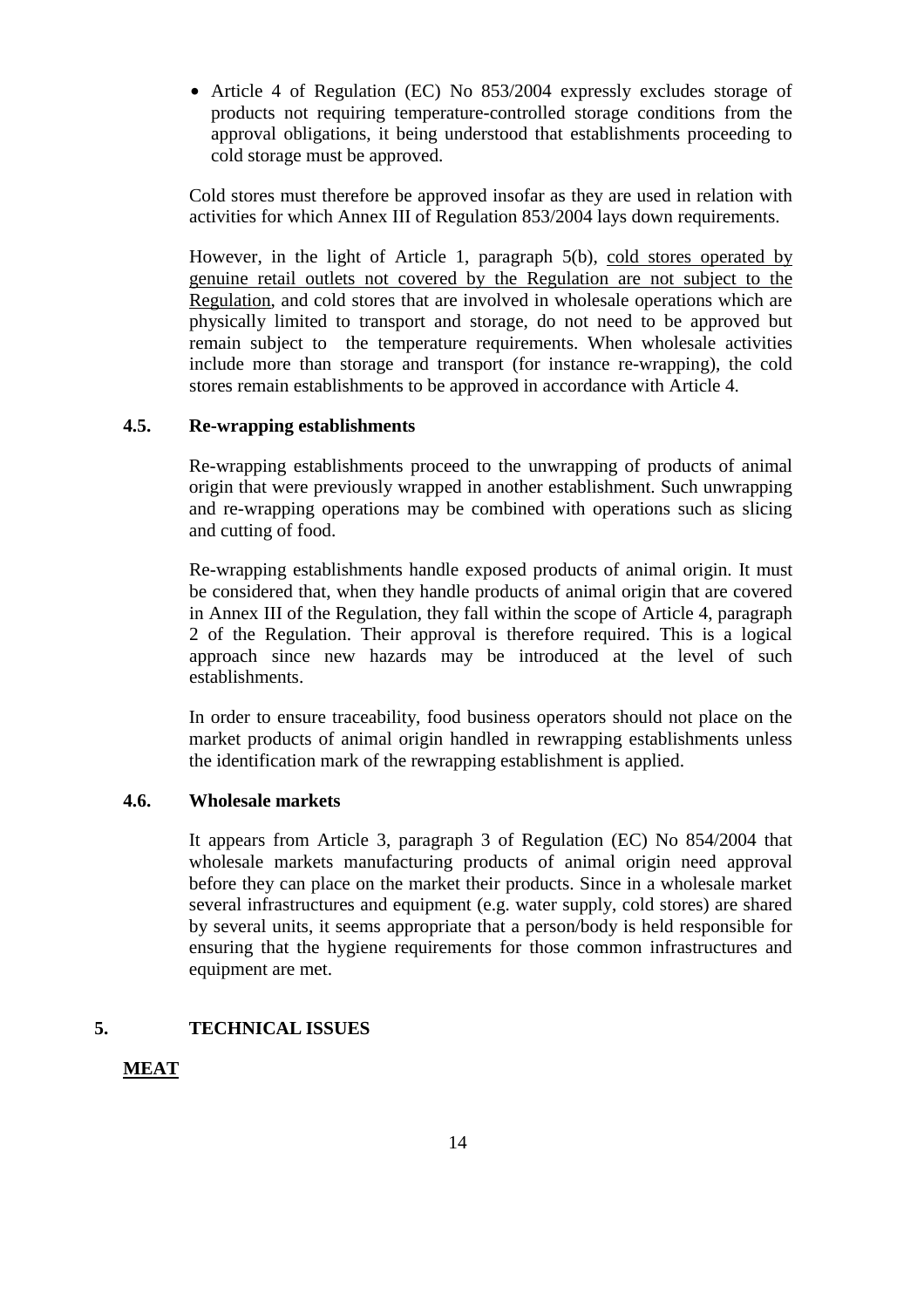- Article 4 of Regulation (EC) No 853/2004 expressly excludes storage of products not requiring temperature-controlled storage conditions from the approval obligations, it being understood that establishments proceeding to cold storage must be approved.

Cold stores must therefore be approved insofar as they are used in relation with activities for which Annex III of Regulation 853/2004 lays down requirements.

However, in the light of Article 1, paragraph 5(b), <u>cold stores operated by genuine retail outlets not covered by the Regulation are not subject to the Regulation</u>, and cold stores that are involved in wholesale operations which are physically limited to transport and storage, do not need to be approved but remain subject to the temperature requirements. When wholesale activities include more than storage and transport (for instance re-wrapping), the cold stores remain establishments to be approved in accordance with Article 4.

### 4.5. Re-wrapping establishments

Re-wrapping establishments proceed to the unwrapping of products of animal origin that were previously wrapped in another establishment. Such unwrapping and re-wrapping operations may be combined with operations such as slicing and cutting of food.

Re-wrapping establishments handle exposed products of animal origin. It must be considered that, when they handle products of animal origin that are covered in Annex III of the Regulation, they fall within the scope of Article 4, paragraph 2 of the Regulation. Their approval is therefore required. This is a logical approach since new hazards may be introduced at the level of such establishments.

In order to ensure traceability, food business operators should not place on the market products of animal origin handled in rewrapping establishments unless the identification mark of the rewrapping establishment is applied.

### 4.6. Wholesale markets

It appears from Article 3, paragraph 3 of Regulation (EC) No 854/2004 that wholesale markets manufacturing products of animal origin need approval before they can place on the market their products. Since in a wholesale market several infrastructures and equipment (e.g. water supply, cold stores) are shared by several units, it seems appropriate that a person/body is held responsible for ensuring that the hygiene requirements for those common infrastructures and equipment are met.

## 5. TECHNICAL ISSUES

**<u>MEAT</u>**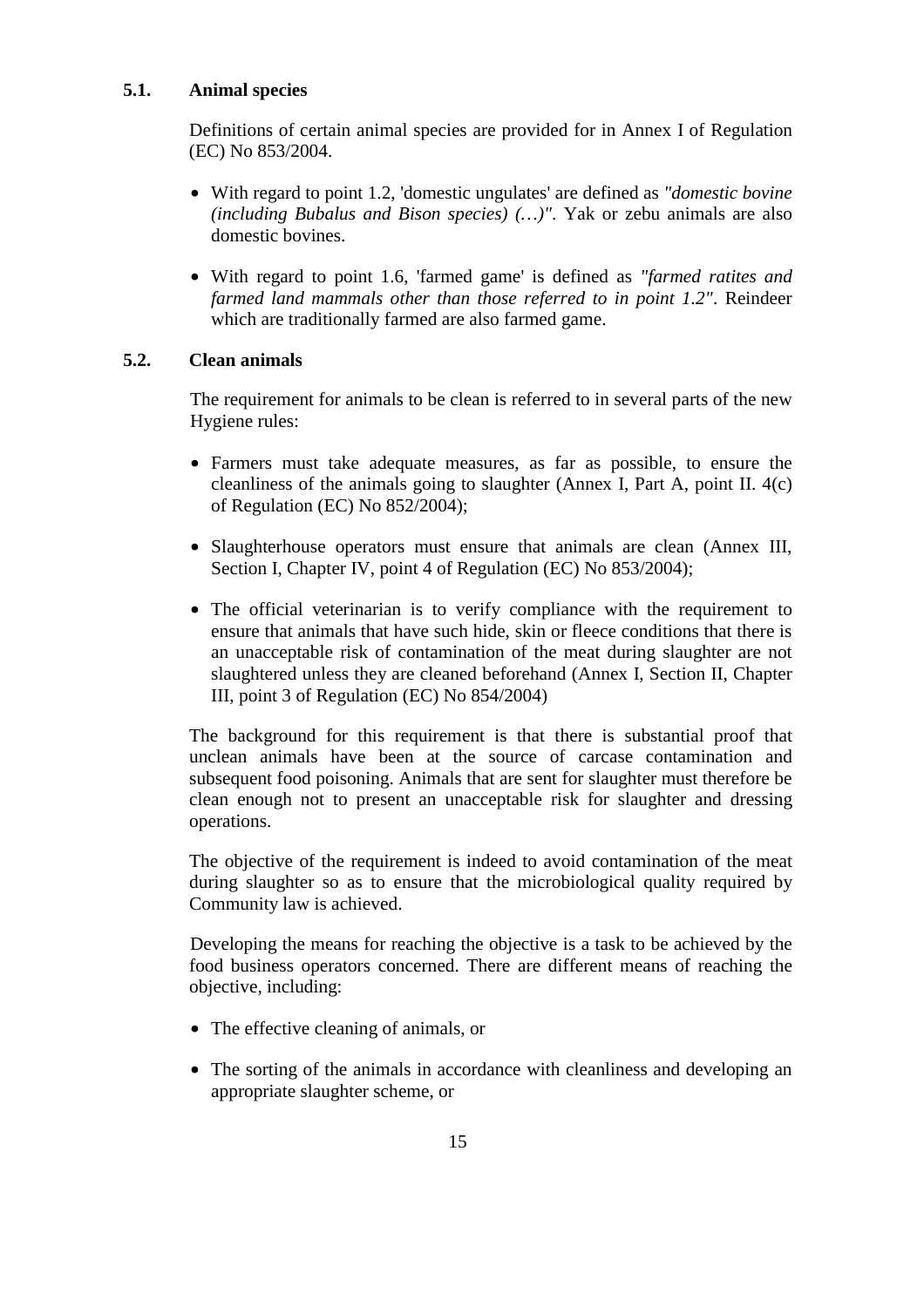### 5.1. Animal species

Definitions of certain animal species are provided for in Annex I of Regulation (EC) No 853/2004.

- With regard to point 1.2, 'domestic ungulates' are defined as *"domestic bovine (including Bubalus and Bison species) (…)"*. Yak or zebu animals are also domestic bovines.

- With regard to point 1.6, 'farmed game' is defined as *"farmed ratites and farmed land mammals other than those referred to in point 1.2"*. Reindeer which are traditionally farmed are also farmed game.

### 5.2. Clean animals

The requirement for animals to be clean is referred to in several parts of the new Hygiene rules:

- Farmers must take adequate measures, as far as possible, to ensure the cleanliness of the animals going to slaughter (Annex I, Part A, point II. 4(c) of Regulation (EC) No 852/2004);

- Slaughterhouse operators must ensure that animals are clean (Annex III, Section I, Chapter IV, point 4 of Regulation (EC) No 853/2004);

- The official veterinarian is to verify compliance with the requirement to ensure that animals that have such hide, skin or fleece conditions that there is an unacceptable risk of contamination of the meat during slaughter are not slaughtered unless they are cleaned beforehand (Annex I, Section II, Chapter III, point 3 of Regulation (EC) No 854/2004)

The background for this requirement is that there is substantial proof that unclean animals have been at the source of carcase contamination and subsequent food poisoning. Animals that are sent for slaughter must therefore be clean enough not to present an unacceptable risk for slaughter and dressing operations.

The objective of the requirement is indeed to avoid contamination of the meat during slaughter so as to ensure that the microbiological quality required by Community law is achieved.

Developing the means for reaching the objective is a task to be achieved by the food business operators concerned. There are different means of reaching the objective, including:

- The effective cleaning of animals, or

- The sorting of the animals in accordance with cleanliness and developing an appropriate slaughter scheme, or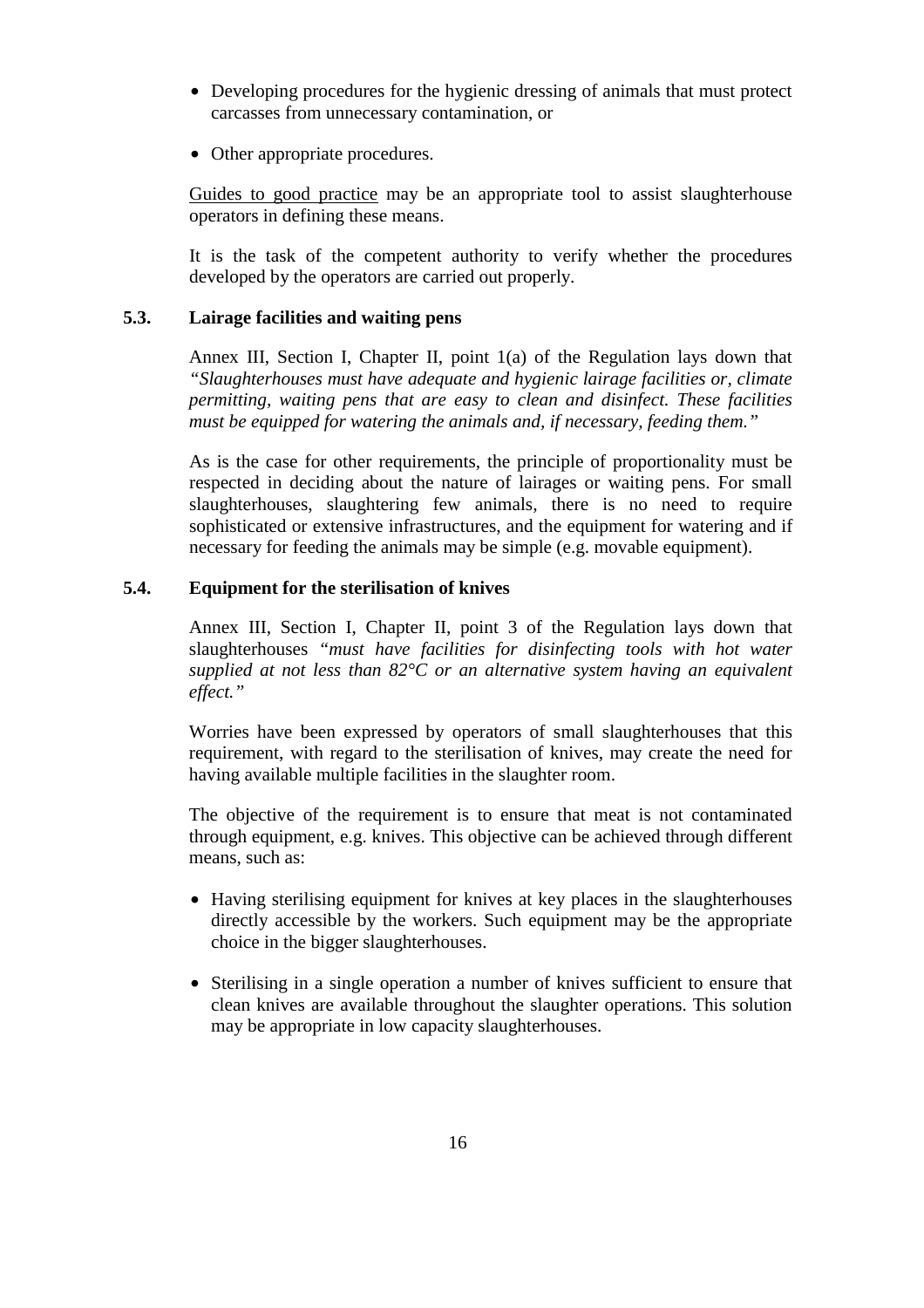- Developing procedures for the hygienic dressing of animals that must protect carcasses from unnecessary contamination, or
- Other appropriate procedures.

Guides to good practice may be an appropriate tool to assist slaughterhouse operators in defining these means.

It is the task of the competent authority to verify whether the procedures developed by the operators are carried out properly.

### 5.3. Lairage facilities and waiting pens

Annex III, Section I, Chapter II, point 1(a) of the Regulation lays down that *"Slaughterhouses must have adequate and hygienic lairage facilities or, climate permitting, waiting pens that are easy to clean and disinfect. These facilities must be equipped for watering the animals and, if necessary, feeding them."*

As is the case for other requirements, the principle of proportionality must be respected in deciding about the nature of lairages or waiting pens. For small slaughterhouses, slaughtering few animals, there is no need to require sophisticated or extensive infrastructures, and the equipment for watering and if necessary for feeding the animals may be simple (e.g. movable equipment).

### 5.4. Equipment for the sterilisation of knives

Annex III, Section I, Chapter II, point 3 of the Regulation lays down that slaughterhouses *"must have facilities for disinfecting tools with hot water supplied at not less than 82°C or an alternative system having an equivalent effect."*

Worries have been expressed by operators of small slaughterhouses that this requirement, with regard to the sterilisation of knives, may create the need for having available multiple facilities in the slaughter room.

The objective of the requirement is to ensure that meat is not contaminated through equipment, e.g. knives. This objective can be achieved through different means, such as:

- Having sterilising equipment for knives at key places in the slaughterhouses directly accessible by the workers. Such equipment may be the appropriate choice in the bigger slaughterhouses.
- Sterilising in a single operation a number of knives sufficient to ensure that clean knives are available throughout the slaughter operations. This solution may be appropriate in low capacity slaughterhouses.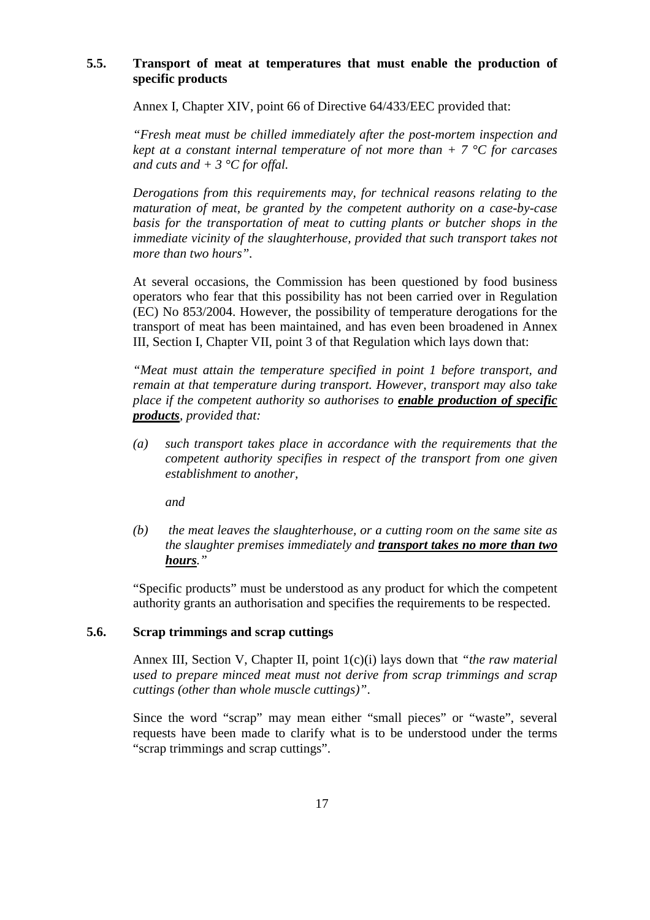## 5.5. Transport of meat at temperatures that must enable the production of specific products

Annex I, Chapter XIV, point 66 of Directive 64/433/EEC provided that:

*"Fresh meat must be chilled immediately after the post-mortem inspection and kept at a constant internal temperature of not more than + 7 °C for carcases and cuts and + 3 °C for offal.*

*Derogations from this requirements may, for technical reasons relating to the maturation of meat, be granted by the competent authority on a case-by-case basis for the transportation of meat to cutting plants or butcher shops in the immediate vicinity of the slaughterhouse, provided that such transport takes not more than two hours".*

At several occasions, the Commission has been questioned by food business operators who fear that this possibility has not been carried over in Regulation (EC) No 853/2004. However, the possibility of temperature derogations for the transport of meat has been maintained, and has even been broadened in Annex III, Section I, Chapter VII, point 3 of that Regulation which lays down that:

*"Meat must attain the temperature specified in point 1 before transport, and remain at that temperature during transport. However, transport may also take place if the competent authority so authorises to **enable production of specific products**, provided that:*

*(a) such transport takes place in accordance with the requirements that the competent authority specifies in respect of the transport from one given establishment to another,*

*and*

*(b) the meat leaves the slaughterhouse, or a cutting room on the same site as the slaughter premises immediately and **transport takes no more than two hours**."*

"Specific products" must be understood as any product for which the competent authority grants an authorisation and specifies the requirements to be respected.

## 5.6. Scrap trimmings and scrap cuttings

Annex III, Section V, Chapter II, point 1(c)(i) lays down that *"the raw material used to prepare minced meat must not derive from scrap trimmings and scrap cuttings (other than whole muscle cuttings)".*

Since the word "scrap" may mean either "small pieces" or "waste", several requests have been made to clarify what is to be understood under the terms "scrap trimmings and scrap cuttings".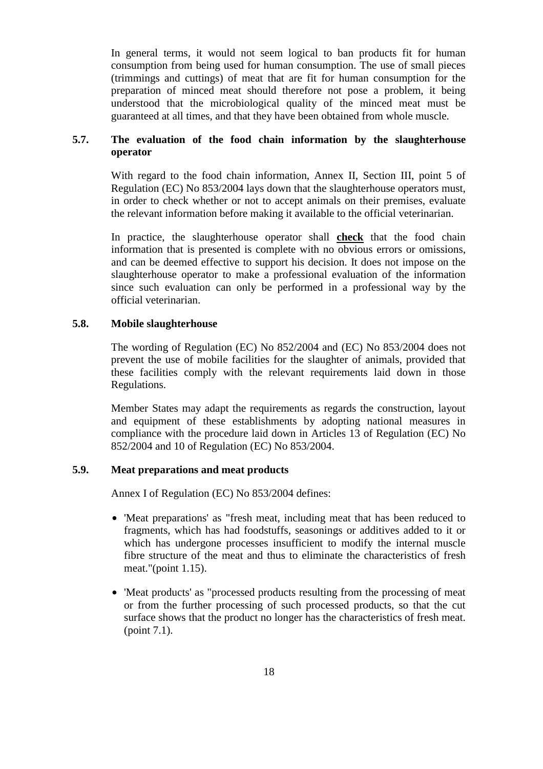In general terms, it would not seem logical to ban products fit for human consumption from being used for human consumption. The use of small pieces (trimmings and cuttings) of meat that are fit for human consumption for the preparation of minced meat should therefore not pose a problem, it being understood that the microbiological quality of the minced meat must be guaranteed at all times, and that they have been obtained from whole muscle.

### 5.7. The evaluation of the food chain information by the slaughterhouse operator

With regard to the food chain information, Annex II, Section III, point 5 of Regulation (EC) No 853/2004 lays down that the slaughterhouse operators must, in order to check whether or not to accept animals on their premises, evaluate the relevant information before making it available to the official veterinarian.

In practice, the slaughterhouse operator shall **check** that the food chain information that is presented is complete with no obvious errors or omissions, and can be deemed effective to support his decision. It does not impose on the slaughterhouse operator to make a professional evaluation of the information since such evaluation can only be performed in a professional way by the official veterinarian.

### 5.8. Mobile slaughterhouse

The wording of Regulation (EC) No 852/2004 and (EC) No 853/2004 does not prevent the use of mobile facilities for the slaughter of animals, provided that these facilities comply with the relevant requirements laid down in those Regulations.

Member States may adapt the requirements as regards the construction, layout and equipment of these establishments by adopting national measures in compliance with the procedure laid down in Articles 13 of Regulation (EC) No 852/2004 and 10 of Regulation (EC) No 853/2004.

### 5.9. Meat preparations and meat products

Annex I of Regulation (EC) No 853/2004 defines:

- 'Meat preparations' as "fresh meat, including meat that has been reduced to fragments, which has had foodstuffs, seasonings or additives added to it or which has undergone processes insufficient to modify the internal muscle fibre structure of the meat and thus to eliminate the characteristics of fresh meat."(point 1.15).
- 'Meat products' as "processed products resulting from the processing of meat or from the further processing of such processed products, so that the cut surface shows that the product no longer has the characteristics of fresh meat. (point 7.1).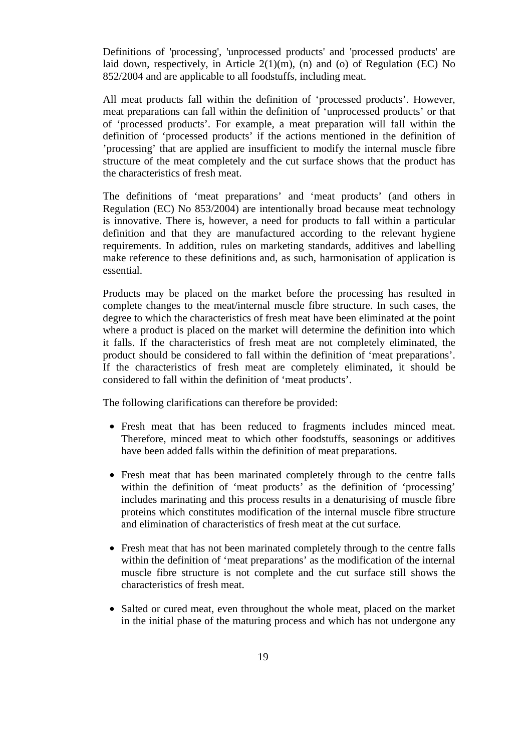Definitions of 'processing', 'unprocessed products' and 'processed products' are laid down, respectively, in Article 2(1)(m), (n) and (o) of Regulation (EC) No 852/2004 and are applicable to all foodstuffs, including meat.

All meat products fall within the definition of 'processed products'. However, meat preparations can fall within the definition of 'unprocessed products' or that of 'processed products'. For example, a meat preparation will fall within the definition of 'processed products' if the actions mentioned in the definition of 'processing' that are applied are insufficient to modify the internal muscle fibre structure of the meat completely and the cut surface shows that the product has the characteristics of fresh meat.

The definitions of 'meat preparations' and 'meat products' (and others in Regulation (EC) No 853/2004) are intentionally broad because meat technology is innovative. There is, however, a need for products to fall within a particular definition and that they are manufactured according to the relevant hygiene requirements. In addition, rules on marketing standards, additives and labelling make reference to these definitions and, as such, harmonisation of application is essential.

Products may be placed on the market before the processing has resulted in complete changes to the meat/internal muscle fibre structure. In such cases, the degree to which the characteristics of fresh meat have been eliminated at the point where a product is placed on the market will determine the definition into which it falls. If the characteristics of fresh meat are not completely eliminated, the product should be considered to fall within the definition of 'meat preparations'. If the characteristics of fresh meat are completely eliminated, it should be considered to fall within the definition of 'meat products'.

The following clarifications can therefore be provided:

- Fresh meat that has been reduced to fragments includes minced meat. Therefore, minced meat to which other foodstuffs, seasonings or additives have been added falls within the definition of meat preparations.
- Fresh meat that has been marinated completely through to the centre falls within the definition of 'meat products' as the definition of 'processing' includes marinating and this process results in a denaturising of muscle fibre proteins which constitutes modification of the internal muscle fibre structure and elimination of characteristics of fresh meat at the cut surface.
- Fresh meat that has not been marinated completely through to the centre falls within the definition of 'meat preparations' as the modification of the internal muscle fibre structure is not complete and the cut surface still shows the characteristics of fresh meat.
- Salted or cured meat, even throughout the whole meat, placed on the market in the initial phase of the maturing process and which has not undergone any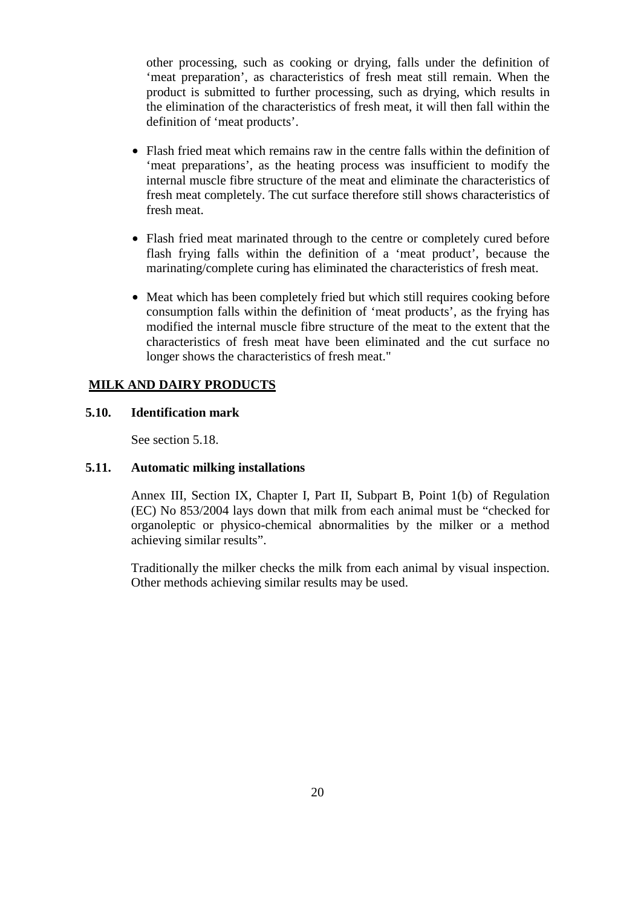other processing, such as cooking or drying, falls under the definition of 'meat preparation', as characteristics of fresh meat still remain. When the product is submitted to further processing, such as drying, which results in the elimination of the characteristics of fresh meat, it will then fall within the definition of 'meat products'.

- Flash fried meat which remains raw in the centre falls within the definition of 'meat preparations', as the heating process was insufficient to modify the internal muscle fibre structure of the meat and eliminate the characteristics of fresh meat completely. The cut surface therefore still shows characteristics of fresh meat.
- Flash fried meat marinated through to the centre or completely cured before flash frying falls within the definition of a 'meat product', because the marinating/complete curing has eliminated the characteristics of fresh meat.
- Meat which has been completely fried but which still requires cooking before consumption falls within the definition of 'meat products', as the frying has modified the internal muscle fibre structure of the meat to the extent that the characteristics of fresh meat have been eliminated and the cut surface no longer shows the characteristics of fresh meat."

## MILK AND DAIRY PRODUCTS

### 5.10. Identification mark

See section 5.18.

### 5.11. Automatic milking installations

Annex III, Section IX, Chapter I, Part II, Subpart B, Point 1(b) of Regulation (EC) No 853/2004 lays down that milk from each animal must be "checked for organoleptic or physico-chemical abnormalities by the milker or a method achieving similar results".

Traditionally the milker checks the milk from each animal by visual inspection. Other methods achieving similar results may be used.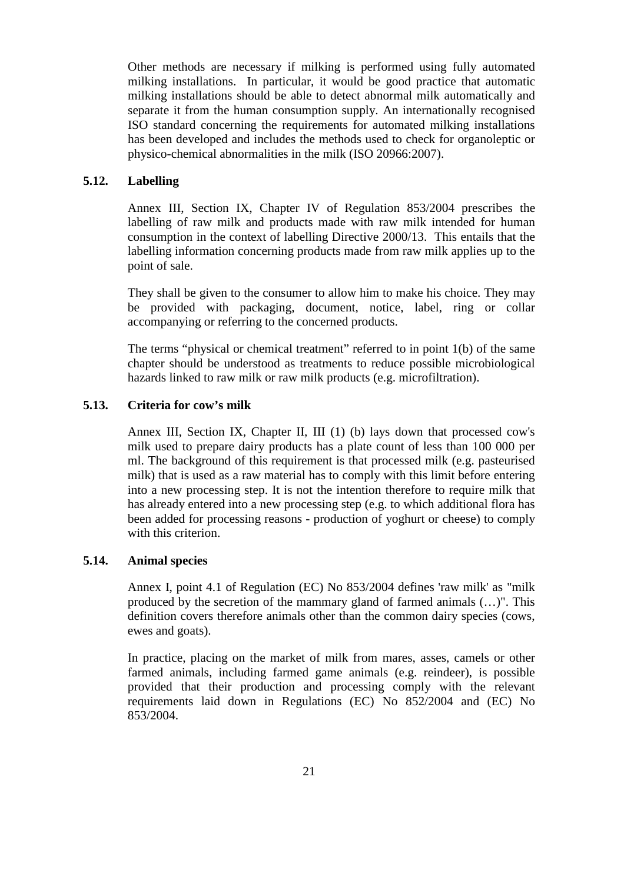Other methods are necessary if milking is performed using fully automated milking installations. In particular, it would be good practice that automatic milking installations should be able to detect abnormal milk automatically and separate it from the human consumption supply. An internationally recognised ISO standard concerning the requirements for automated milking installations has been developed and includes the methods used to check for organoleptic or physico-chemical abnormalities in the milk (ISO 20966:2007).

### 5.12. Labelling

Annex III, Section IX, Chapter IV of Regulation 853/2004 prescribes the labelling of raw milk and products made with raw milk intended for human consumption in the context of labelling Directive 2000/13. This entails that the labelling information concerning products made from raw milk applies up to the point of sale.

They shall be given to the consumer to allow him to make his choice. They may be provided with packaging, document, notice, label, ring or collar accompanying or referring to the concerned products.

The terms "physical or chemical treatment" referred to in point 1(b) of the same chapter should be understood as treatments to reduce possible microbiological hazards linked to raw milk or raw milk products (e.g. microfiltration).

### 5.13. Criteria for cow's milk

Annex III, Section IX, Chapter II, III (1) (b) lays down that processed cow's milk used to prepare dairy products has a plate count of less than 100 000 per ml. The background of this requirement is that processed milk (e.g. pasteurised milk) that is used as a raw material has to comply with this limit before entering into a new processing step. It is not the intention therefore to require milk that has already entered into a new processing step (e.g. to which additional flora has been added for processing reasons - production of yoghurt or cheese) to comply with this criterion.

### 5.14. Animal species

Annex I, point 4.1 of Regulation (EC) No 853/2004 defines 'raw milk' as "milk produced by the secretion of the mammary gland of farmed animals (…)". This definition covers therefore animals other than the common dairy species (cows, ewes and goats).

In practice, placing on the market of milk from mares, asses, camels or other farmed animals, including farmed game animals (e.g. reindeer), is possible provided that their production and processing comply with the relevant requirements laid down in Regulations (EC) No 852/2004 and (EC) No 853/2004.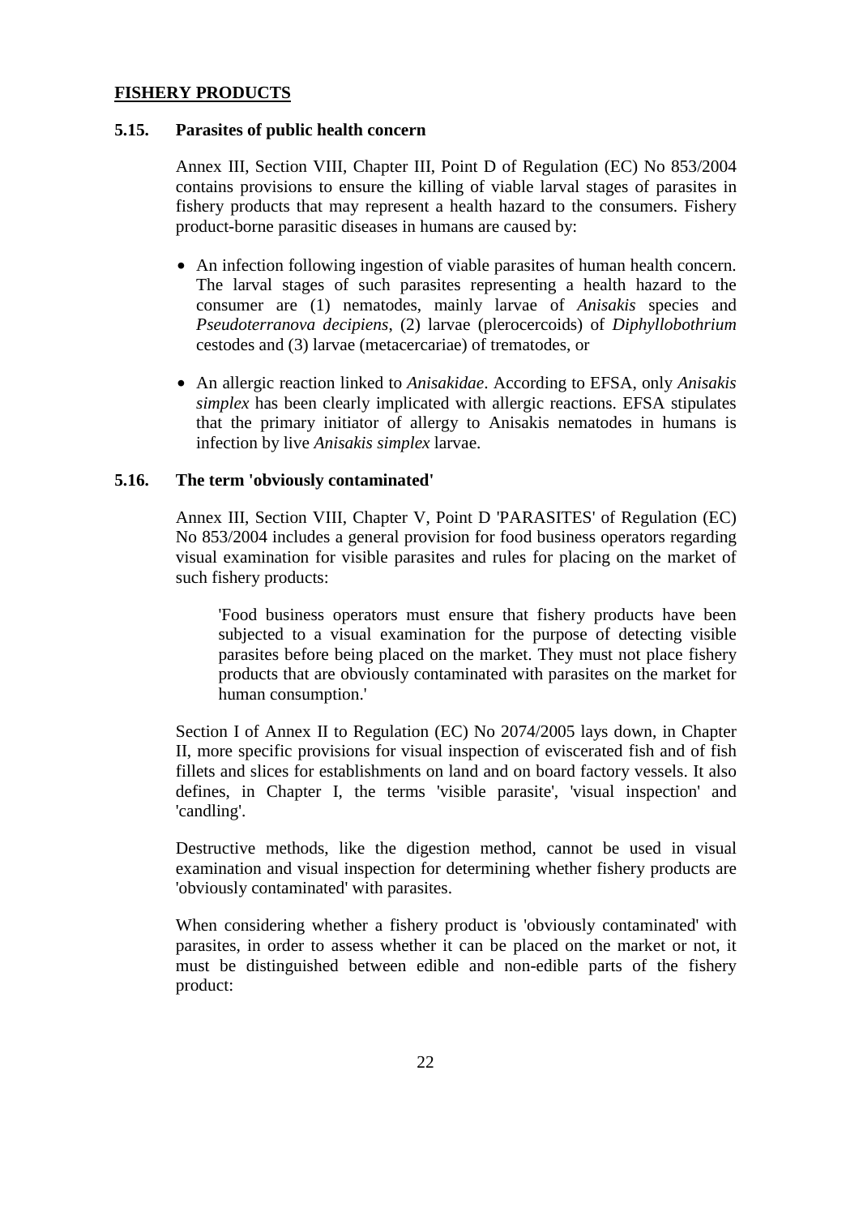**FISHERY PRODUCTS**

### 5.15. Parasites of public health concern

Annex III, Section VIII, Chapter III, Point D of Regulation (EC) No 853/2004 contains provisions to ensure the killing of viable larval stages of parasites in fishery products that may represent a health hazard to the consumers. Fishery product-borne parasitic diseases in humans are caused by:

- An infection following ingestion of viable parasites of human health concern. The larval stages of such parasites representing a health hazard to the consumer are (1) nematodes, mainly larvae of *Anisakis* species and *Pseudoterranova decipiens*, (2) larvae (plerocercoids) of *Diphyllobothrium* cestodes and (3) larvae (metacercariae) of trematodes, or
- An allergic reaction linked to *Anisakidae*. According to EFSA, only *Anisakis simplex* has been clearly implicated with allergic reactions. EFSA stipulates that the primary initiator of allergy to Anisakis nematodes in humans is infection by live *Anisakis simplex* larvae.

### 5.16. The term 'obviously contaminated'

Annex III, Section VIII, Chapter V, Point D 'PARASITES' of Regulation (EC) No 853/2004 includes a general provision for food business operators regarding visual examination for visible parasites and rules for placing on the market of such fishery products:

> 'Food business operators must ensure that fishery products have been subjected to a visual examination for the purpose of detecting visible parasites before being placed on the market. They must not place fishery products that are obviously contaminated with parasites on the market for human consumption.'

Section I of Annex II to Regulation (EC) No 2074/2005 lays down, in Chapter II, more specific provisions for visual inspection of eviscerated fish and of fish fillets and slices for establishments on land and on board factory vessels. It also defines, in Chapter I, the terms 'visible parasite', 'visual inspection' and 'candling'.

Destructive methods, like the digestion method, cannot be used in visual examination and visual inspection for determining whether fishery products are 'obviously contaminated' with parasites.

When considering whether a fishery product is 'obviously contaminated' with parasites, in order to assess whether it can be placed on the market or not, it must be distinguished between edible and non-edible parts of the fishery product: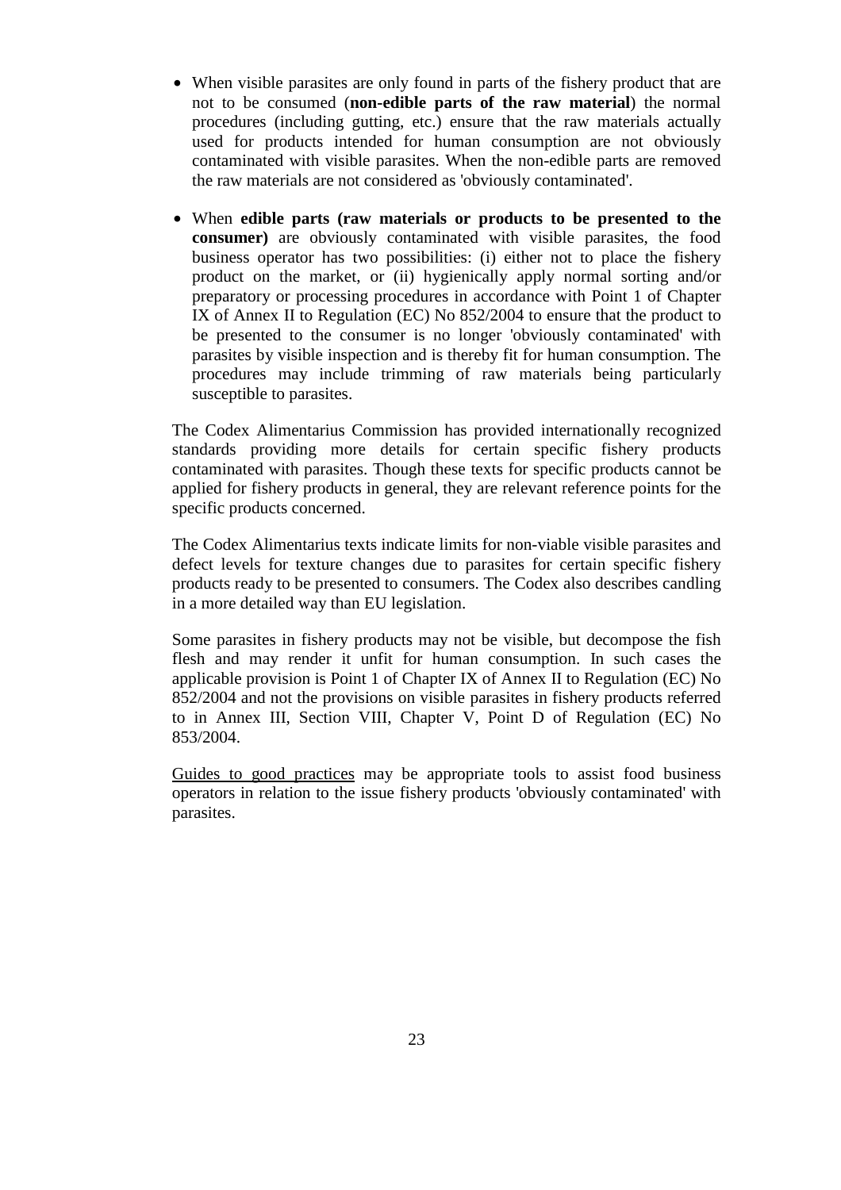- When visible parasites are only found in parts of the fishery product that are not to be consumed (**non-edible parts of the raw material**) the normal procedures (including gutting, etc.) ensure that the raw materials actually used for products intended for human consumption are not obviously contaminated with visible parasites. When the non-edible parts are removed the raw materials are not considered as 'obviously contaminated'.

- When **edible parts (raw materials or products to be presented to the consumer)** are obviously contaminated with visible parasites, the food business operator has two possibilities: (i) either not to place the fishery product on the market, or (ii) hygienically apply normal sorting and/or preparatory or processing procedures in accordance with Point 1 of Chapter IX of Annex II to Regulation (EC) No 852/2004 to ensure that the product to be presented to the consumer is no longer 'obviously contaminated' with parasites by visible inspection and is thereby fit for human consumption. The procedures may include trimming of raw materials being particularly susceptible to parasites.

The Codex Alimentarius Commission has provided internationally recognized standards providing more details for certain specific fishery products contaminated with parasites. Though these texts for specific products cannot be applied for fishery products in general, they are relevant reference points for the specific products concerned.

The Codex Alimentarius texts indicate limits for non-viable visible parasites and defect levels for texture changes due to parasites for certain specific fishery products ready to be presented to consumers. The Codex also describes candling in a more detailed way than EU legislation.

Some parasites in fishery products may not be visible, but decompose the fish flesh and may render it unfit for human consumption. In such cases the applicable provision is Point 1 of Chapter IX of Annex II to Regulation (EC) No 852/2004 and not the provisions on visible parasites in fishery products referred to in Annex III, Section VIII, Chapter V, Point D of Regulation (EC) No 853/2004.

Guides to good practices may be appropriate tools to assist food business operators in relation to the issue fishery products 'obviously contaminated' with parasites.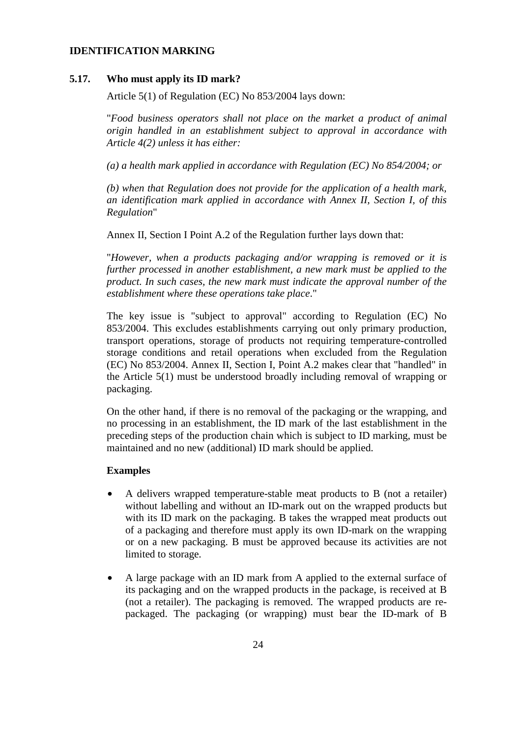## IDENTIFICATION MARKING

### 5.17. Who must apply its ID mark?

Article 5(1) of Regulation (EC) No 853/2004 lays down:

"*Food business operators shall not place on the market a product of animal origin handled in an establishment subject to approval in accordance with Article 4(2) unless it has either:*

*(a) a health mark applied in accordance with Regulation (EC) No 854/2004; or*

*(b) when that Regulation does not provide for the application of a health mark, an identification mark applied in accordance with Annex II, Section I, of this Regulation*"

Annex II, Section I Point A.2 of the Regulation further lays down that:

"*However, when a products packaging and/or wrapping is removed or it is further processed in another establishment, a new mark must be applied to the product. In such cases, the new mark must indicate the approval number of the establishment where these operations take place.*"

The key issue is "subject to approval" according to Regulation (EC) No 853/2004. This excludes establishments carrying out only primary production, transport operations, storage of products not requiring temperature-controlled storage conditions and retail operations when excluded from the Regulation (EC) No 853/2004. Annex II, Section I, Point A.2 makes clear that "handled" in the Article 5(1) must be understood broadly including removal of wrapping or packaging.

On the other hand, if there is no removal of the packaging or the wrapping, and no processing in an establishment, the ID mark of the last establishment in the preceding steps of the production chain which is subject to ID marking, must be maintained and no new (additional) ID mark should be applied.

**Examples**

- A delivers wrapped temperature-stable meat products to B (not a retailer) without labelling and without an ID-mark out on the wrapped products but with its ID mark on the packaging. B takes the wrapped meat products out of a packaging and therefore must apply its own ID-mark on the wrapping or on a new packaging. B must be approved because its activities are not limited to storage.
- A large package with an ID mark from A applied to the external surface of its packaging and on the wrapped products in the package, is received at B (not a retailer). The packaging is removed. The wrapped products are re-packaged. The packaging (or wrapping) must bear the ID-mark of B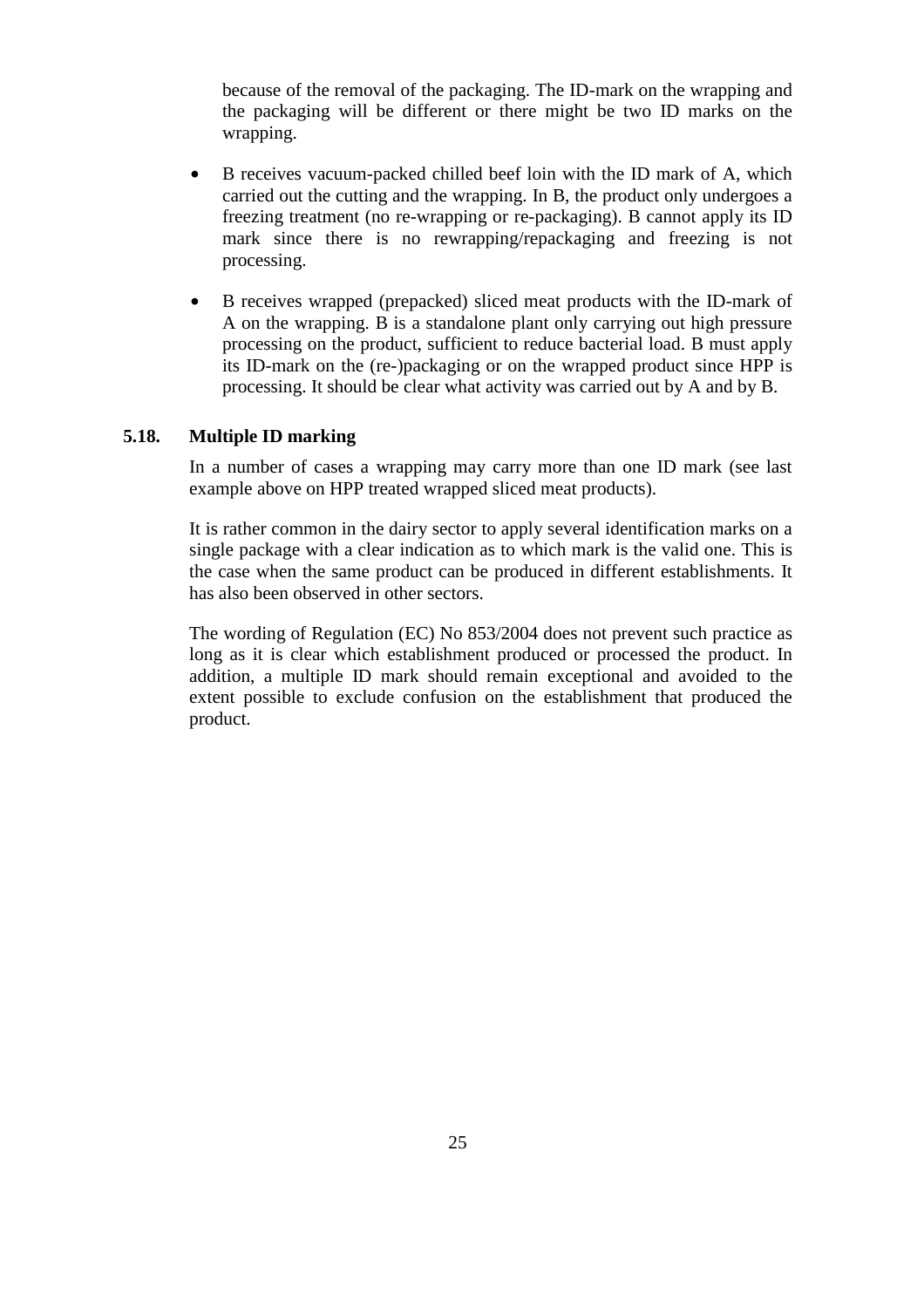because of the removal of the packaging. The ID-mark on the wrapping and the packaging will be different or there might be two ID marks on the wrapping.

- B receives vacuum-packed chilled beef loin with the ID mark of A, which carried out the cutting and the wrapping. In B, the product only undergoes a freezing treatment (no re-wrapping or re-packaging). B cannot apply its ID mark since there is no rewrapping/repackaging and freezing is not processing.
- B receives wrapped (prepacked) sliced meat products with the ID-mark of A on the wrapping. B is a standalone plant only carrying out high pressure processing on the product, sufficient to reduce bacterial load. B must apply its ID-mark on the (re-)packaging or on the wrapped product since HPP is processing. It should be clear what activity was carried out by A and by B.

### 5.18. Multiple ID marking

In a number of cases a wrapping may carry more than one ID mark (see last example above on HPP treated wrapped sliced meat products).

It is rather common in the dairy sector to apply several identification marks on a single package with a clear indication as to which mark is the valid one. This is the case when the same product can be produced in different establishments. It has also been observed in other sectors.

The wording of Regulation (EC) No 853/2004 does not prevent such practice as long as it is clear which establishment produced or processed the product. In addition, a multiple ID mark should remain exceptional and avoided to the extent possible to exclude confusion on the establishment that produced the product.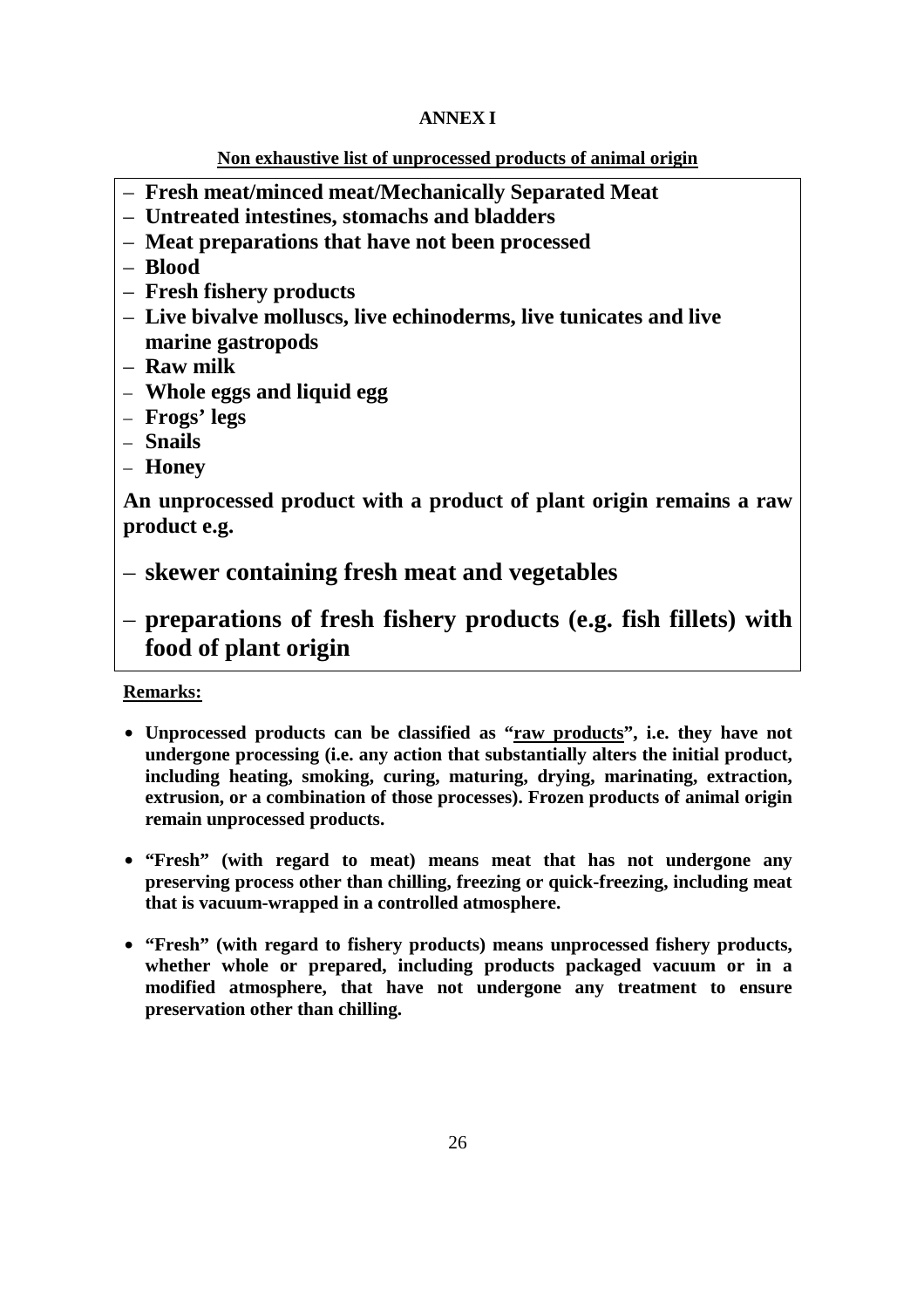# ANNEX I

**Non exhaustive list of unprocessed products of animal origin**

- **Fresh meat/minced meat/Mechanically Separated Meat**
- **Untreated intestines, stomachs and bladders**
- **Meat preparations that have not been processed**
- **Blood**
- **Fresh fishery products**
- **Live bivalve molluscs, live echinoderms, live tunicates and live marine gastropods**
- **Raw milk**
- **Whole eggs and liquid egg**
- **Frogs' legs**
- **Snails**
- **Honey**

**An unprocessed product with a product of plant origin remains a raw product e.g.**

- **skewer containing fresh meat and vegetables**
- **preparations of fresh fishery products (e.g. fish fillets) with food of plant origin**

**Remarks:**

- **Unprocessed products can be classified as "raw products", i.e. they have not undergone processing (i.e. any action that substantially alters the initial product, including heating, smoking, curing, maturing, drying, marinating, extraction, extrusion, or a combination of those processes). Frozen products of animal origin remain unprocessed products.**
- **"Fresh" (with regard to meat) means meat that has not undergone any preserving process other than chilling, freezing or quick-freezing, including meat that is vacuum-wrapped in a controlled atmosphere.**
- **"Fresh" (with regard to fishery products) means unprocessed fishery products, whether whole or prepared, including products packaged vacuum or in a modified atmosphere, that have not undergone any treatment to ensure preservation other than chilling.**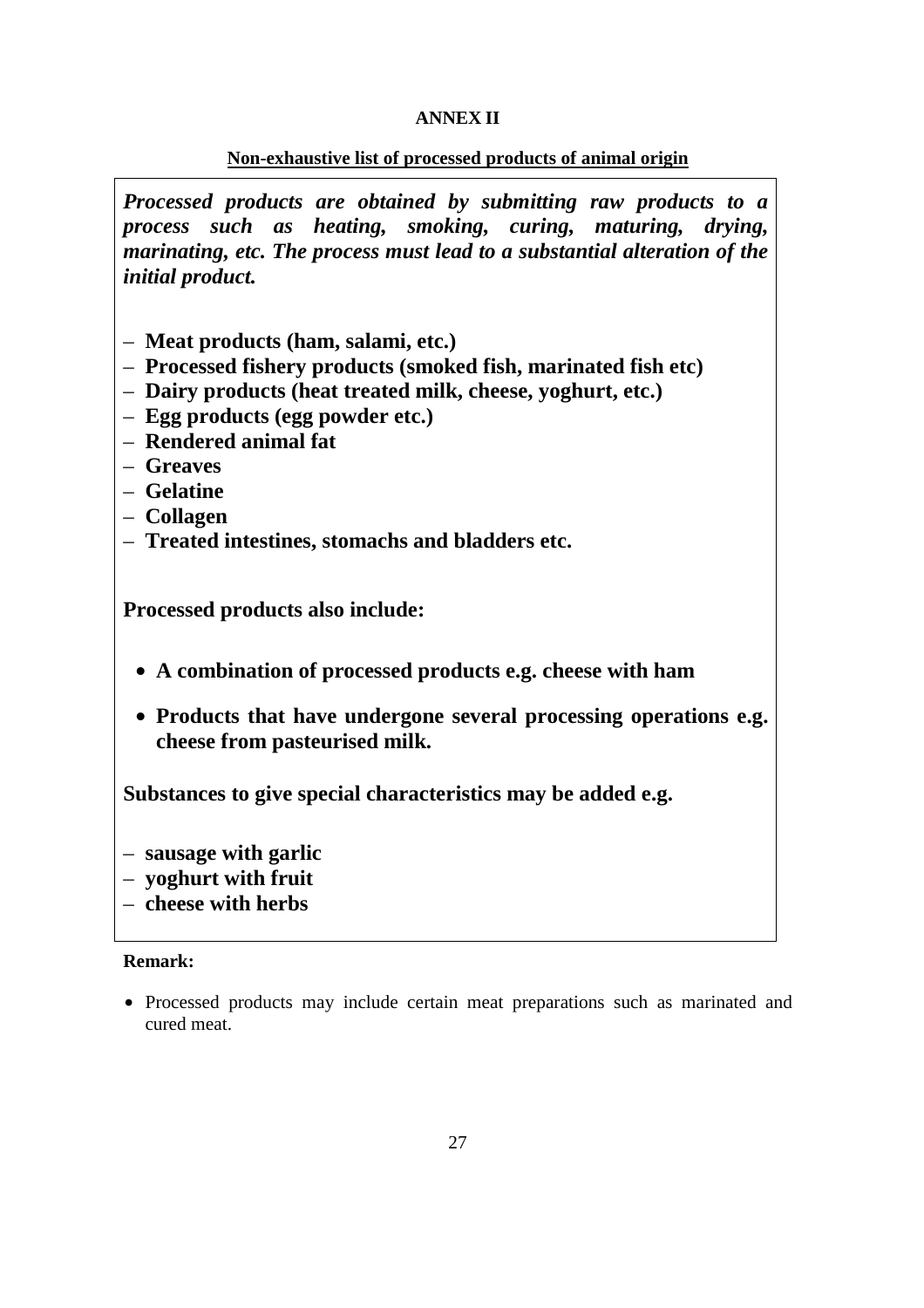**ANNEX II**

**Non-exhaustive list of processed products of animal origin**

***Processed products are obtained by submitting raw products to a process such as heating, smoking, curing, maturing, drying, marinating, etc. The process must lead to a substantial alteration of the initial product.***

- **Meat products (ham, salami, etc.)**
- **Processed fishery products (smoked fish, marinated fish etc)**
- **Dairy products (heat treated milk, cheese, yoghurt, etc.)**
- **Egg products (egg powder etc.)**
- **Rendered animal fat**
- **Greaves**
- **Gelatine**
- **Collagen**
- **Treated intestines, stomachs and bladders etc.**

**Processed products also include:**

- **A combination of processed products e.g. cheese with ham**
- **Products that have undergone several processing operations e.g. cheese from pasteurised milk.**

**Substances to give special characteristics may be added e.g.**

- **sausage with garlic**
- **yoghurt with fruit**
- **cheese with herbs**

**Remark:**

- Processed products may include certain meat preparations such as marinated and cured meat.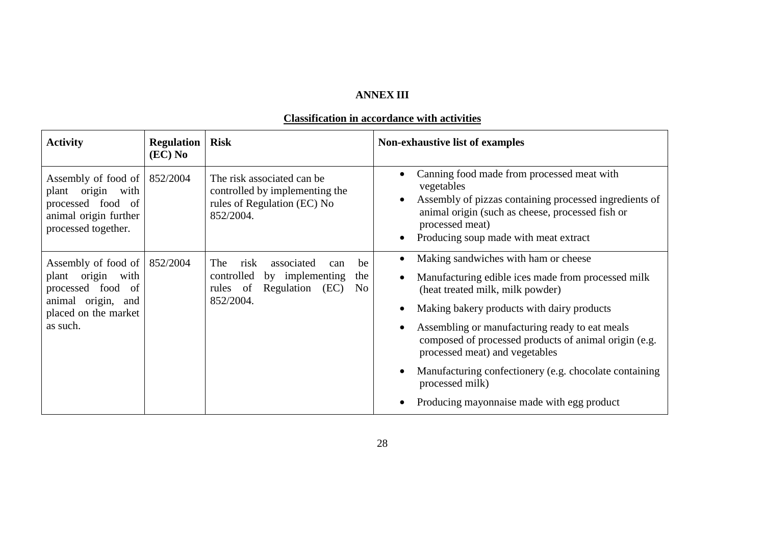## ANNEX III

### Classification in accordance with activities

| Activity | Regulation (EC) No | Risk | Non-exhaustive list of examples |
|---|---|---|---|
| Assembly of food of plant origin with processed food of animal origin further processed together. | 852/2004 | The risk associated can be controlled by implementing the rules of Regulation (EC) No 852/2004. | • Canning food made from processed meat with vegetables<br>• Assembly of pizzas containing processed ingredients of animal origin (such as cheese, processed fish or processed meat)<br>• Producing soup made with meat extract |
| Assembly of food of plant origin with processed food of animal origin, and placed on the market as such. | 852/2004 | The risk associated can be controlled by implementing the rules of Regulation (EC) No 852/2004. | • Making sandwiches with ham or cheese<br>• Manufacturing edible ices made from processed milk (heat treated milk, milk powder)<br>• Making bakery products with dairy products<br>• Assembling or manufacturing ready to eat meals composed of processed products of animal origin (e.g. processed meat) and vegetables<br>• Manufacturing confectionery (e.g. chocolate containing processed milk)<br>• Producing mayonnaise made with egg product |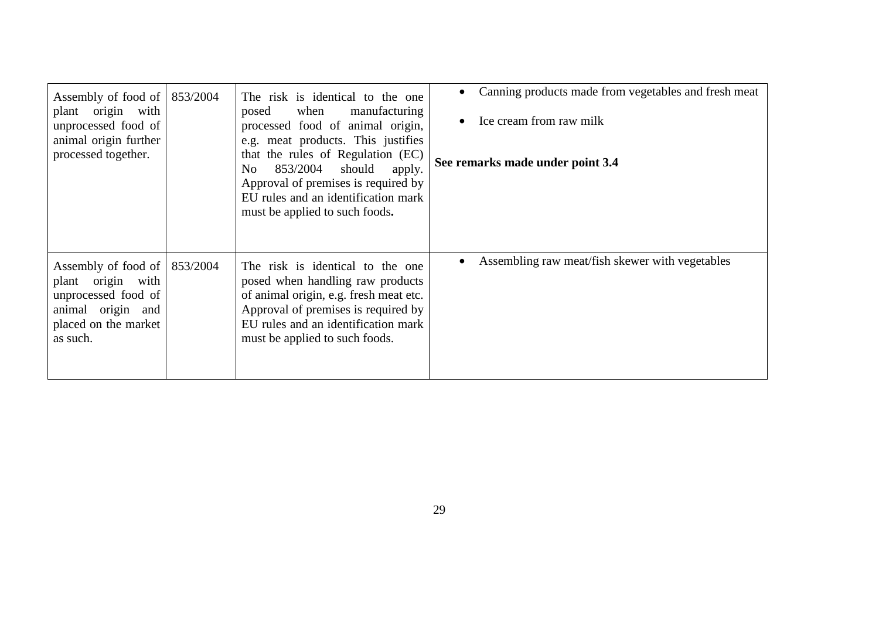| | | | |
|---|---|---|---|
| Assembly of food of plant origin with unprocessed food of animal origin further processed together. | 853/2004 | The risk is identical to the one posed when manufacturing processed food of animal origin, e.g. meat products. This justifies that the rules of Regulation (EC) No 853/2004 should apply. Approval of premises is required by EU rules and an identification mark must be applied to such foods**.** | • Canning products made from vegetables and fresh meat<br>• Ice cream from raw milk<br><br>**See remarks made under point 3.4** |
| Assembly of food of plant origin with unprocessed food of animal origin and placed on the market as such. | 853/2004 | The risk is identical to the one posed when handling raw products of animal origin, e.g. fresh meat etc. Approval of premises is required by EU rules and an identification mark must be applied to such foods. | • Assembling raw meat/fish skewer with vegetables |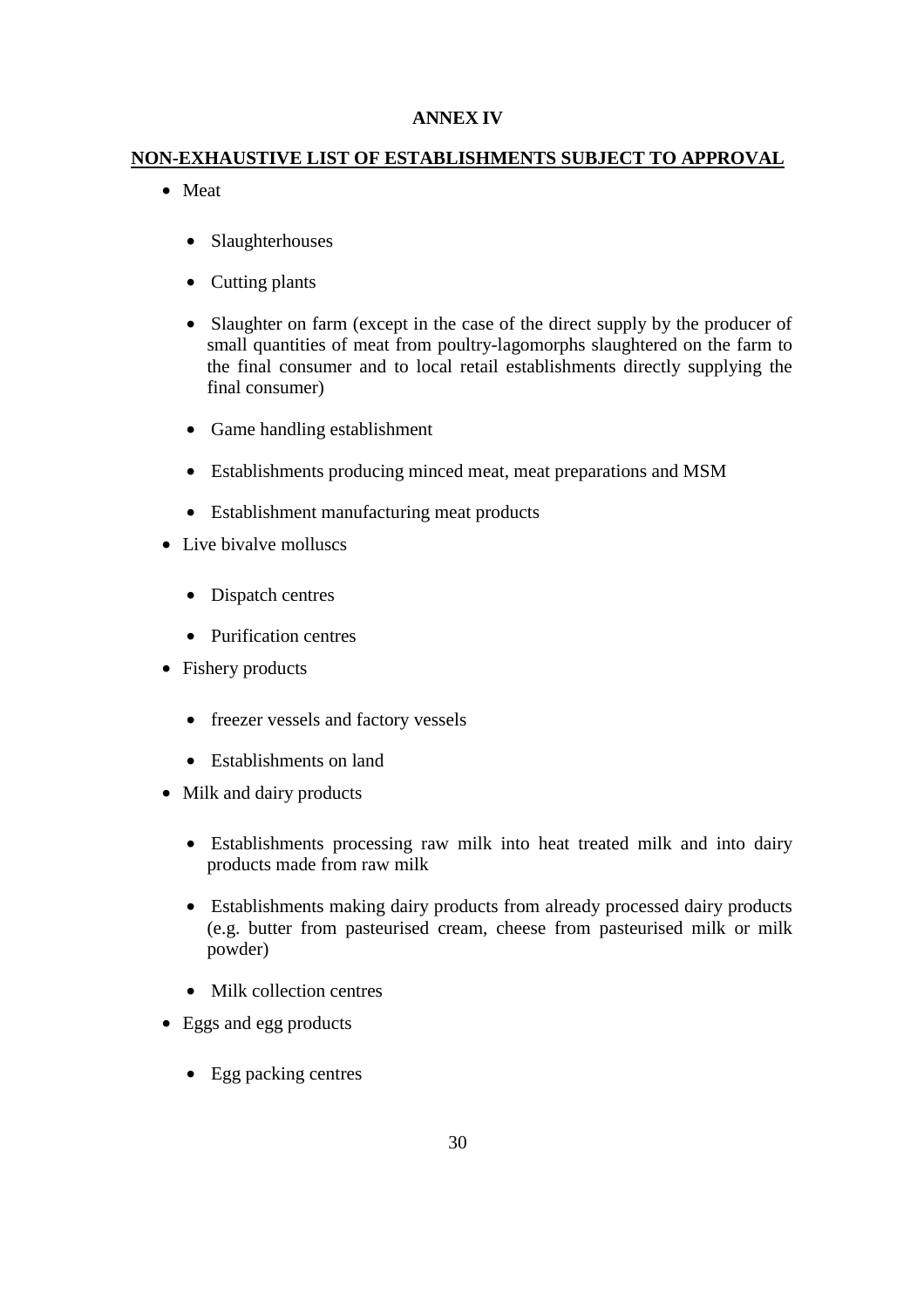**ANNEX IV**

**NON-EXHAUSTIVE LIST OF ESTABLISHMENTS SUBJECT TO APPROVAL**

- Meat
  - Slaughterhouses
  - Cutting plants
  - Slaughter on farm (except in the case of the direct supply by the producer of small quantities of meat from poultry-lagomorphs slaughtered on the farm to the final consumer and to local retail establishments directly supplying the final consumer)
  - Game handling establishment
  - Establishments producing minced meat, meat preparations and MSM
  - Establishment manufacturing meat products
- Live bivalve molluscs
  - Dispatch centres
  - Purification centres
- Fishery products
  - freezer vessels and factory vessels
  - Establishments on land
- Milk and dairy products
  - Establishments processing raw milk into heat treated milk and into dairy products made from raw milk
  - Establishments making dairy products from already processed dairy products (e.g. butter from pasteurised cream, cheese from pasteurised milk or milk powder)
  - Milk collection centres
- Eggs and egg products
  - Egg packing centres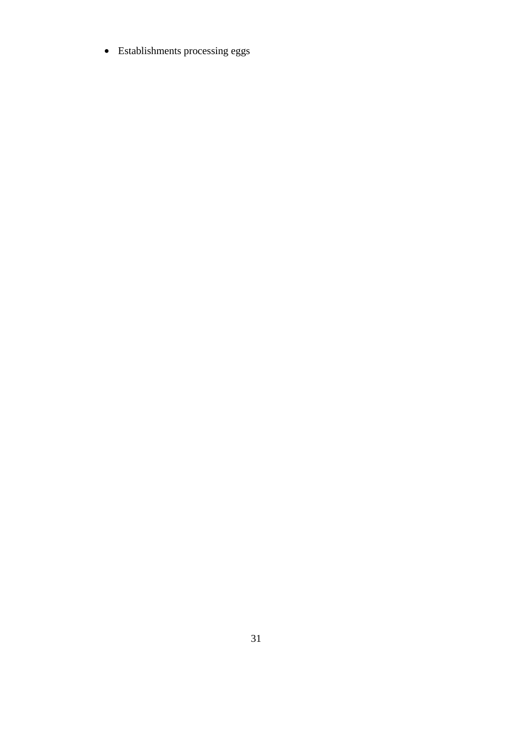- Establishments processing eggs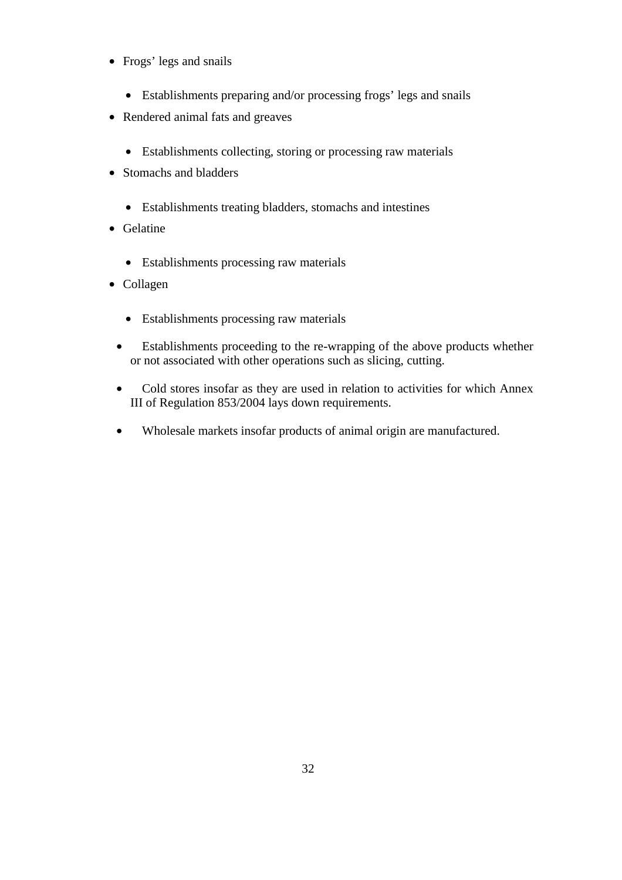- Frogs' legs and snails
  - Establishments preparing and/or processing frogs' legs and snails
- Rendered animal fats and greaves
  - Establishments collecting, storing or processing raw materials
- Stomachs and bladders
  - Establishments treating bladders, stomachs and intestines
- Gelatine
  - Establishments processing raw materials
- Collagen
  - Establishments processing raw materials

- Establishments proceeding to the re-wrapping of the above products whether or not associated with other operations such as slicing, cutting.
- Cold stores insofar as they are used in relation to activities for which Annex III of Regulation 853/2004 lays down requirements.
- Wholesale markets insofar products of animal origin are manufactured.